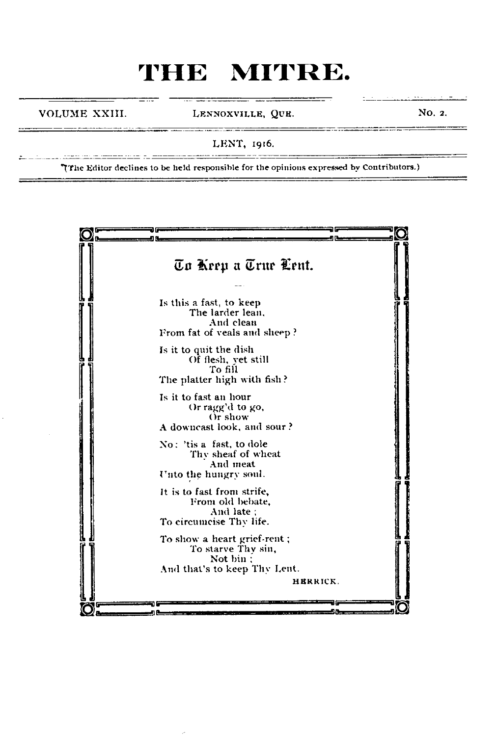# THE MITRE.

VOLUME XXIII. LENNOXVILLE, QUE. No. 2.

LENT, 1916.

(The Editor declines to be held responsible for the opinions expressed by Contributors.)

## To Keep a True Lent.

Is this a fast, to keep  
The larder lean,  
And clean  
From fat of veals and sheep?

Is it to quit the dish  
Of flesh, yet still  
To fill  
The platter high with fish?

Is it to fast an hour  
Or ragg'd to go,  
Or show  
A downcast look, and sour?

No: 'tis a fast, to dole  
Thy sheaf of wheat  
And meat  
Unto the hungry soul.

It is to fast from strife,  
From old debate,  
And late;  
To circumcise Thy life.

To show a heart grief-rent;  
To starve Thy sin,  
Not bin;  
And that's to keep Thy Lent.

HERRICK.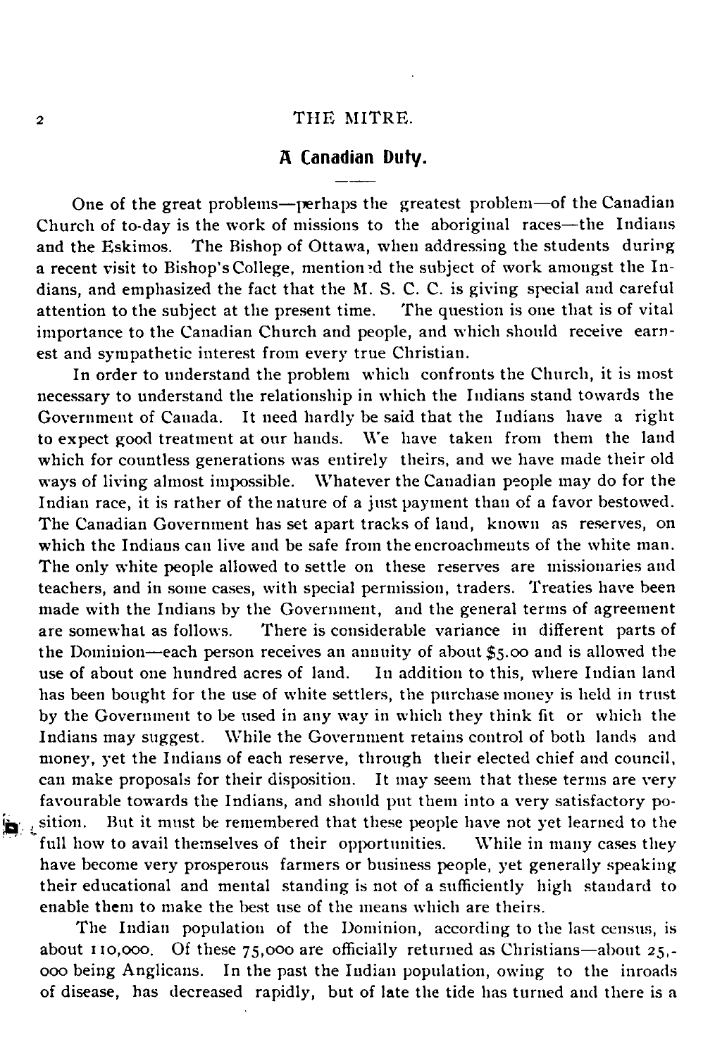## A Canadian Duty.

One of the great problems—perhaps the greatest problem—of the Canadian Church of to-day is the work of missions to the aboriginal races—the Indians and the Eskimos. The Bishop of Ottawa, when addressing the students during a recent visit to Bishop's College, mentioned the subject of work amongst the Indians, and emphasized the fact that the M. S. C. C. is giving special and careful attention to the subject at the present time. The question is one that is of vital importance to the Canadian Church and people, and which should receive earnest and sympathetic interest from every true Christian.

In order to understand the problem which confronts the Church, it is most necessary to understand the relationship in which the Indians stand towards the Government of Canada. It need hardly be said that the Indians have a right to expect good treatment at our hands. We have taken from them the land which for countless generations was entirely theirs, and we have made their old ways of living almost impossible. Whatever the Canadian people may do for the Indian race, it is rather of the nature of a just payment than of a favor bestowed. The Canadian Government has set apart tracks of land, known as reserves, on which the Indians can live and be safe from the encroachments of the white man. The only white people allowed to settle on these reserves are missionaries and teachers, and in some cases, with special permission, traders. Treaties have been made with the Indians by the Government, and the general terms of agreement are somewhat as follows. There is considerable variance in different parts of the Dominion—each person receives an annuity of about $5.00 and is allowed the use of about one hundred acres of land. In addition to this, where Indian land has been bought for the use of white settlers, the purchase money is held in trust by the Government to be used in any way in which they think fit or which the Indians may suggest. While the Government retains control of both lands and money, yet the Indians of each reserve, through their elected chief and council, can make proposals for their disposition. It may seem that these terms are very favourable towards the Indians, and should put them into a very satisfactory position. But it must be remembered that these people have not yet learned to the full how to avail themselves of their opportunities. While in many cases they have become very prosperous farmers or business people, yet generally speaking their educational and mental standing is not of a sufficiently high standard to enable them to make the best use of the means which are theirs.

The Indian population of the Dominion, according to the last census, is about 110,000. Of these 75,000 are officially returned as Christians—about 25,000 being Anglicans. In the past the Indian population, owing to the inroads of disease, has decreased rapidly, but of late the tide has turned and there is a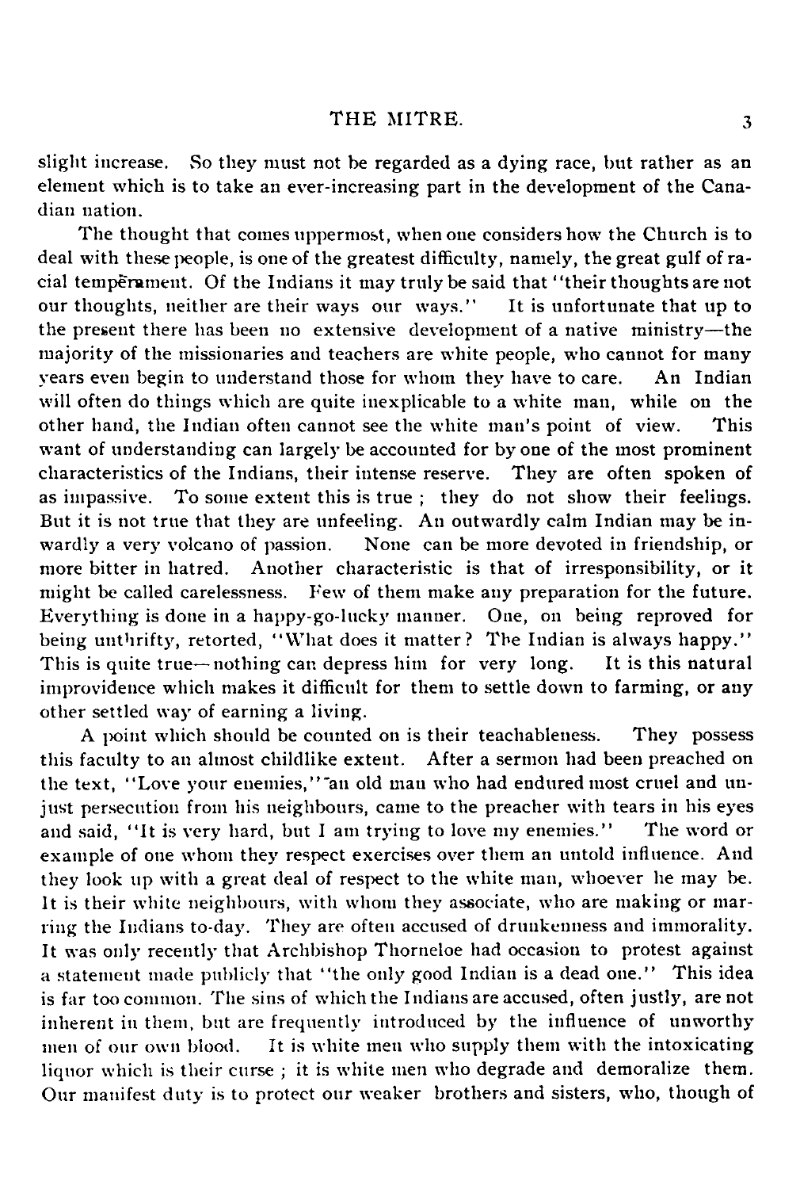slight increase. So they must not be regarded as a dying race, but rather as an element which is to take an ever-increasing part in the development of the Canadian nation.

The thought that comes uppermost, when one considers how the Church is to deal with these people, is one of the greatest difficulty, namely, the great gulf of racial temperament. Of the Indians it may truly be said that "their thoughts are not our thoughts, neither are their ways our ways." It is unfortunate that up to the present there has been no extensive development of a native ministry—the majority of the missionaries and teachers are white people, who cannot for many years even begin to understand those for whom they have to care. An Indian will often do things which are quite inexplicable to a white man, while on the other hand, the Indian often cannot see the white man's point of view. This want of understanding can largely be accounted for by one of the most prominent characteristics of the Indians, their intense reserve. They are often spoken of as impassive. To some extent this is true ; they do not show their feelings. But it is not true that they are unfeeling. An outwardly calm Indian may be inwardly a very volcano of passion. None can be more devoted in friendship, or more bitter in hatred. Another characteristic is that of irresponsibility, or it might be called carelessness. Few of them make any preparation for the future. Everything is done in a happy-go-lucky manner. One, on being reproved for being unthrifty, retorted, "What does it matter? The Indian is always happy." This is quite true—nothing can depress him for very long. It is this natural improvidence which makes it difficult for them to settle down to farming, or any other settled way of earning a living.

A point which should be counted on is their teachableness. They possess this faculty to an almost childlike extent. After a sermon had been preached on the text, "Love your enemies," an old man who had endured most cruel and unjust persecution from his neighbours, came to the preacher with tears in his eyes and said, "It is very hard, but I am trying to love my enemies." The word or example of one whom they respect exercises over them an untold influence. And they look up with a great deal of respect to the white man, whoever he may be. It is their white neighbours, with whom they associate, who are making or marring the Indians to-day. They are often accused of drunkenness and immorality. It was only recently that Archbishop Thorneloe had occasion to protest against a statement made publicly that "the only good Indian is a dead one." This idea is far too common. The sins of which the Indians are accused, often justly, are not inherent in them, but are frequently introduced by the influence of unworthy men of our own blood. It is white men who supply them with the intoxicating liquor which is their curse ; it is white men who degrade and demoralize them. Our manifest duty is to protect our weaker brothers and sisters, who, though of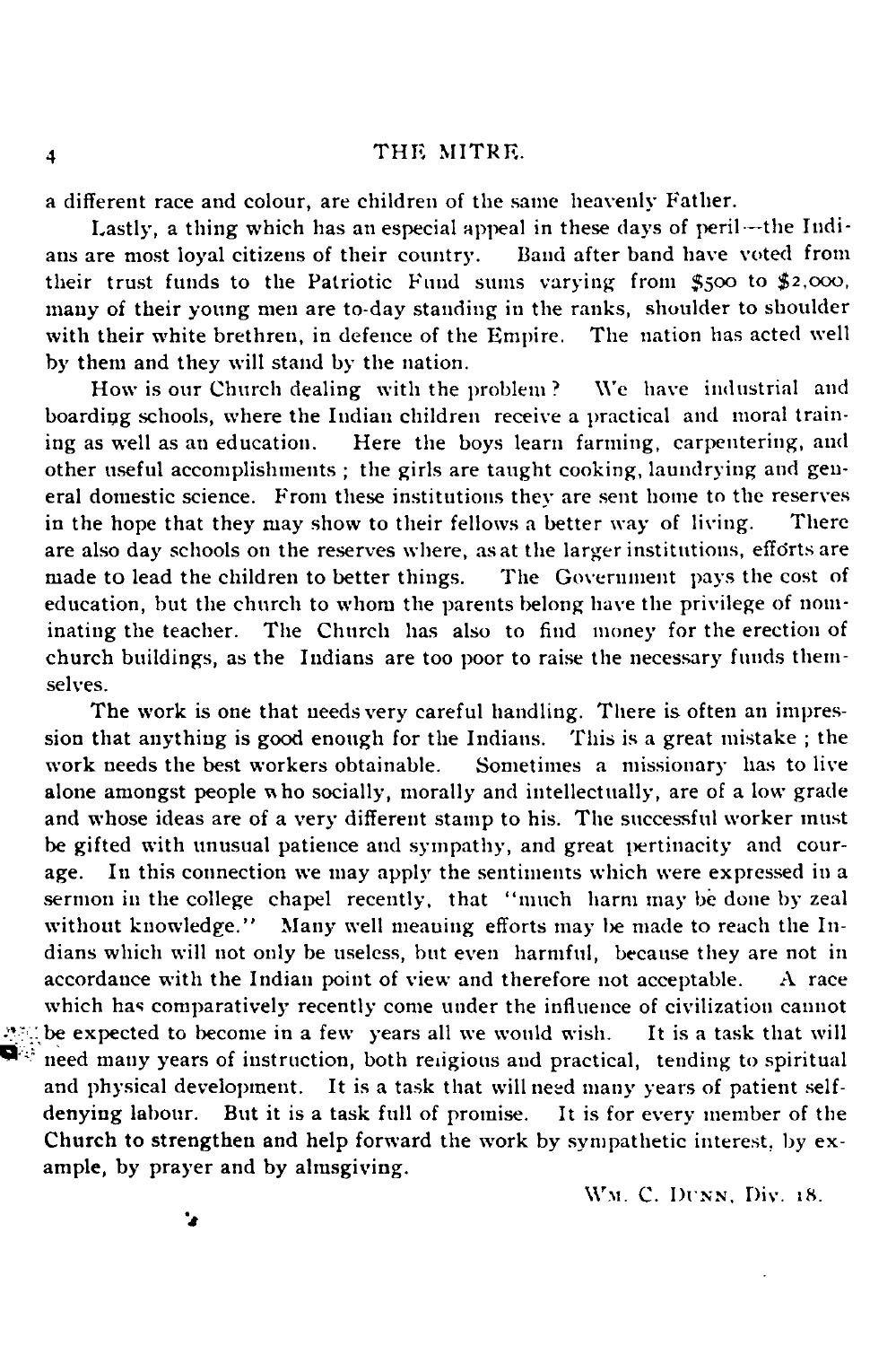a different race and colour, are children of the same heavenly Father.

Lastly, a thing which has an especial appeal in these days of peril—the Indians are most loyal citizens of their country. Band after band have voted from their trust funds to the Patriotic Fund sums varying from $500 to $2,000, many of their young men are to-day standing in the ranks, shoulder to shoulder with their white brethren, in defence of the Empire. The nation has acted well by them and they will stand by the nation.

How is our Church dealing with the problem? We have industrial and boarding schools, where the Indian children receive a practical and moral training as well as an education. Here the boys learn farming, carpentering, and other useful accomplishments; the girls are taught cooking, laundrying and general domestic science. From these institutions they are sent home to the reserves in the hope that they may show to their fellows a better way of living. There are also day schools on the reserves where, as at the larger institutions, efforts are made to lead the children to better things. The Government pays the cost of education, but the church to whom the parents belong have the privilege of nominating the teacher. The Church has also to find money for the erection of church buildings, as the Indians are too poor to raise the necessary funds themselves.

The work is one that needs very careful handling. There is often an impression that anything is good enough for the Indians. This is a great mistake; the work needs the best workers obtainable. Sometimes a missionary has to live alone amongst people who socially, morally and intellectually, are of a low grade and whose ideas are of a very different stamp to his. The successful worker must be gifted with unusual patience and sympathy, and great pertinacity and courage. In this connection we may apply the sentiments which were expressed in a sermon in the college chapel recently, that "much harm may be done by zeal without knowledge." Many well meaning efforts may be made to reach the Indians which will not only be useless, but even harmful, because they are not in accordance with the Indian point of view and therefore not acceptable. A race which has comparatively recently come under the influence of civilization cannot be expected to become in a few years all we would wish. It is a task that will need many years of instruction, both religious and practical, tending to spiritual and physical development. It is a task that will need many years of patient self-denying labour. But it is a task full of promise. It is for every member of the Church to strengthen and help forward the work by sympathetic interest, by example, by prayer and by almsgiving.

WM. C. DUNN, Div. 18.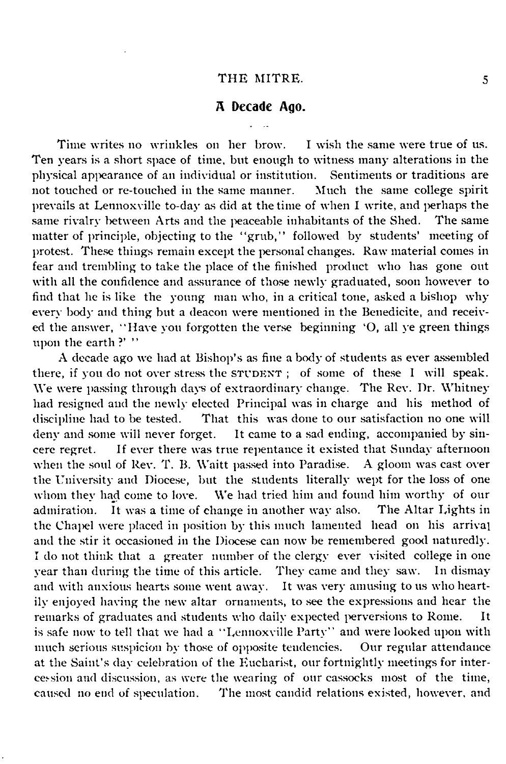## A Decade Ago.

Time writes no wrinkles on her brow. I wish the same were true of us. Ten years is a short space of time, but enough to witness many alterations in the physical appearance of an individual or institution. Sentiments or traditions are not touched or re-touched in the same manner. Much the same college spirit prevails at Lennoxville to-day as did at the time of when I write, and perhaps the same rivalry between Arts and the peaceable inhabitants of the Shed. The same matter of principle, objecting to the "grub," followed by students' meeting of protest. These things remain except the personal changes. Raw material comes in fear and trembling to take the place of the finished product who has gone out with all the confidence and assurance of those newly graduated, soon however to find that he is like the young man who, in a critical tone, asked a bishop why every body and thing but a deacon were mentioned in the Benedicite, and received the answer, "Have you forgotten the verse beginning 'O, all ye green things upon the earth?' "

A decade ago we had at Bishop's as fine a body of students as ever assembled there, if you do not over stress the STUDENT ; of some of these I will speak. We were passing through days of extraordinary change. The Rev. Dr. Whitney had resigned and the newly elected Principal was in charge and his method of discipline had to be tested. That this was done to our satisfaction no one will deny and some will never forget. It came to a sad ending, accompanied by sincere regret. If ever there was true repentance it existed that Sunday afternoon when the soul of Rev. T. B. Waitt passed into Paradise. A gloom was cast over the University and Diocese, but the students literally wept for the loss of one whom they had come to love. We had tried him and found him worthy of our admiration. It was a time of change in another way also. The Altar Lights in the Chapel were placed in position by this much lamented head on his arrival and the stir it occasioned in the Diocese can now be remembered good naturedly. I do not think that a greater number of the clergy ever visited college in one year than during the time of this article. They came and they saw. In dismay and with anxious hearts some went away. It was very amusing to us who heartily enjoyed having the new altar ornaments, to see the expressions and hear the remarks of graduates and students who daily expected perversions to Rome. It is safe now to tell that we had a "Lennoxville Party" and were looked upon with much serious suspicion by those of opposite tendencies. Our regular attendance at the Saint's day celebration of the Eucharist, our fortnightly meetings for intercession and discussion, as were the wearing of our cassocks most of the time, caused no end of speculation. The most candid relations existed, however, and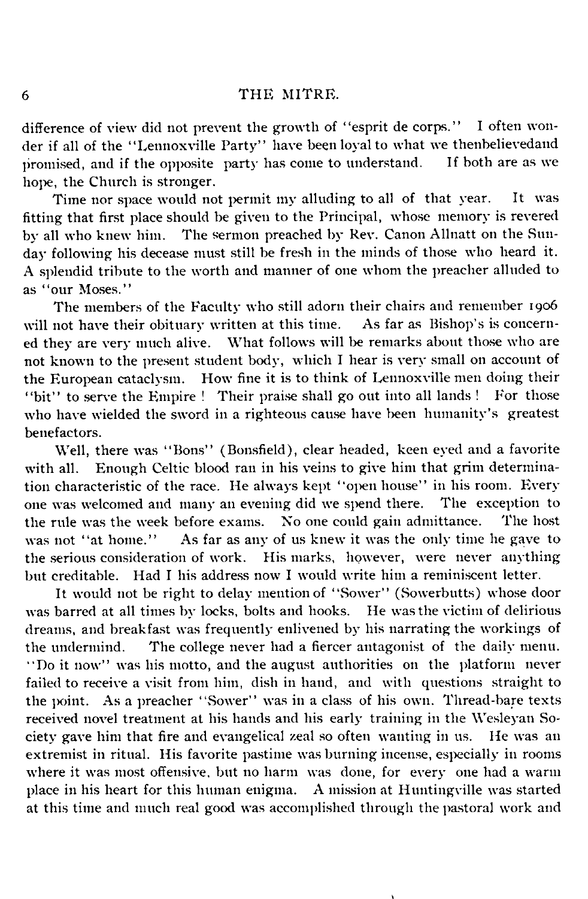difference of view did not prevent the growth of "esprit de corps." I often wonder if all of the "Lennoxville Party" have been loyal to what we thenbelievedand promised, and if the opposite party has come to understand. If both are as we hope, the Church is stronger.

Time nor space would not permit my alluding to all of that year. It was fitting that first place should be given to the Principal, whose memory is revered by all who knew him. The sermon preached by Rev. Canon Allnatt on the Sunday following his decease must still be fresh in the minds of those who heard it. A splendid tribute to the worth and manner of one whom the preacher alluded to as "our Moses."

The members of the Faculty who still adorn their chairs and remember 1906 will not have their obituary written at this time. As far as Bishop's is concerned they are very much alive. What follows will be remarks about those who are not known to the present student body, which I hear is very small on account of the European cataclysm. How fine it is to think of Lennoxville men doing their "bit" to serve the Empire! Their praise shall go out into all lands! For those who have wielded the sword in a righteous cause have been humanity's greatest benefactors.

Well, there was "Bons" (Bonsfield), clear headed, keen eyed and a favorite with all. Enough Celtic blood ran in his veins to give him that grim determination characteristic of the race. He always kept "open house" in his room. Every one was welcomed and many an evening did we spend there. The exception to the rule was the week before exams. No one could gain admittance. The host was not "at home." As far as any of us knew it was the only time he gave to the serious consideration of work. His marks, however, were never anything but creditable. Had I his address now I would write him a reminiscent letter.

It would not be right to delay mention of "Sower" (Sowerbutts) whose door was barred at all times by locks, bolts and hooks. He was the victim of delirious dreams, and breakfast was frequently enlivened by his narrating the workings of the undermind. The college never had a fiercer antagonist of the daily menu. "Do it now" was his motto, and the august authorities on the platform never failed to receive a visit from him, dish in hand, and with questions straight to the point. As a preacher "Sower" was in a class of his own. Thread-bare texts received novel treatment at his hands and his early training in the Wesleyan Society gave him that fire and evangelical zeal so often wanting in us. He was an extremist in ritual. His favorite pastime was burning incense, especially in rooms where it was most offensive, but no harm was done, for every one had a warm place in his heart for this human enigma. A mission at Huntingville was started at this time and much real good was accomplished through the pastoral work and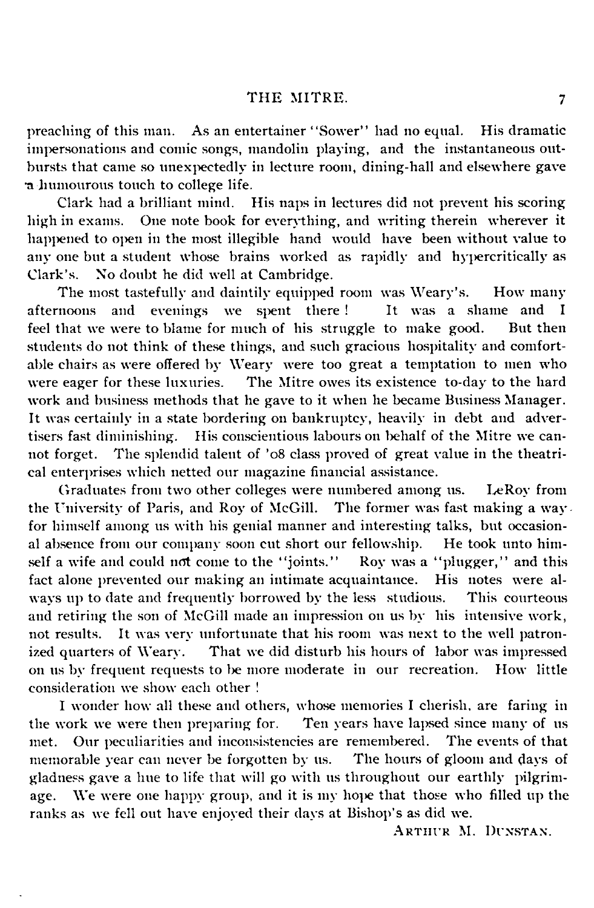preaching of this man. As an entertainer "Sower" had no equal. His dramatic impersonations and comic songs, mandolin playing, and the instantaneous outbursts that came so unexpectedly in lecture room, dining-hall and elsewhere gave a humourous touch to college life.

Clark had a brilliant mind. His naps in lectures did not prevent his scoring high in exams. One note book for everything, and writing therein wherever it happened to open in the most illegible hand would have been without value to any one but a student whose brains worked as rapidly and hypercritically as Clark's. No doubt he did well at Cambridge.

The most tastefully and daintily equipped room was Weary's. How many afternoons and evenings we spent there! It was a shame and I feel that we were to blame for much of his struggle to make good. But then students do not think of these things, and such gracious hospitality and comfortable chairs as were offered by Weary were too great a temptation to men who were eager for these luxuries. The Mitre owes its existence to-day to the hard work and business methods that he gave to it when he became Business Manager. It was certainly in a state bordering on bankruptcy, heavily in debt and advertisers fast diminishing. His conscientious labours on behalf of the Mitre we cannot forget. The splendid talent of '08 class proved of great value in the theatrical enterprises which netted our magazine financial assistance.

Graduates from two other colleges were numbered among us. LeRoy from the University of Paris, and Roy of McGill. The former was fast making a way for himself among us with his genial manner and interesting talks, but occasional absence from our company soon cut short our fellowship. He took unto himself a wife and could not come to the "joints." Roy was a "plugger," and this fact alone prevented our making an intimate acquaintance. His notes were always up to date and frequently borrowed by the less studious. This courteous and retiring the son of McGill made an impression on us by his intensive work, not results. It was very unfortunate that his room was next to the well patronized quarters of Weary. That we did disturb his hours of labor was impressed on us by frequent requests to be more moderate in our recreation. How little consideration we show each other!

I wonder how all these and others, whose memories I cherish, are faring in the work we were then preparing for. Ten years have lapsed since many of us met. Our peculiarities and inconsistencies are remembered. The events of that memorable year can never be forgotten by us. The hours of gloom and days of gladness gave a hue to life that will go with us throughout our earthly pilgrimage. We were one happy group, and it is my hope that those who filled up the ranks as we fell out have enjoyed their days at Bishop's as did we.

ARTHUR M. DUNSTAN.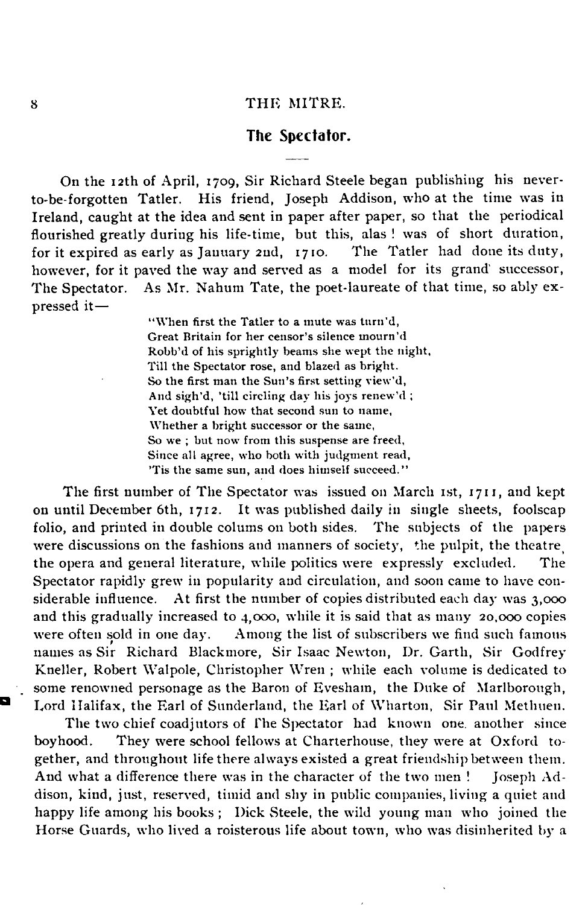## The Spectator.

On the 12th of April, 1709, Sir Richard Steele began publishing his never-to-be-forgotten Tatler. His friend, Joseph Addison, who at the time was in Ireland, caught at the idea and sent in paper after paper, so that the periodical flourished greatly during his life-time, but this, alas ! was of short duration, for it expired as early as January 2nd, 1710. The Tatler had done its duty, however, for it paved the way and served as a model for its grand successor, The Spectator. As Mr. Nahum Tate, the poet-laureate of that time, so ably expressed it—

> "When first the Tatler to a mute was turn'd,
> Great Britain for her censor's silence mourn'd
> Robb'd of his sprightly beams she wept the night,
> Till the Spectator rose, and blazed as bright.
> So the first man the Sun's first setting view'd,
> And sigh'd, 'till circling day his joys renew'd ;
> Yet doubtful how that second sun to name,
> Whether a bright successor or the same,
> So we ; but now from this suspense are freed,
> Since all agree, who both with judgment read,
> 'Tis the same sun, and does himself succeed."

The first number of The Spectator was issued on March 1st, 1711, and kept on until December 6th, 1712. It was published daily in single sheets, foolscap folio, and printed in double colums on both sides. The subjects of the papers were discussions on the fashions and manners of society, the pulpit, the theatre, the opera and general literature, while politics were expressly excluded. The Spectator rapidly grew in popularity and circulation, and soon came to have considerable influence. At first the number of copies distributed each day was 3,000 and this gradually increased to 4,000, while it is said that as many 20,000 copies were often sold in one day. Among the list of subscribers we find such famous names as Sir Richard Blackmore, Sir Isaac Newton, Dr. Garth, Sir Godfrey Kneller, Robert Walpole, Christopher Wren ; while each volume is dedicated to some renowned personage as the Baron of Evesham, the Duke of Marlborough, Lord Halifax, the Earl of Sunderland, the Earl of Wharton, Sir Paul Methuen.

The two chief coadjutors of The Spectator had known one another since boyhood. They were school fellows at Charterhouse, they were at Oxford together, and throughout life there always existed a great friendship between them. And what a difference there was in the character of the two men ! Joseph Addison, kind, just, reserved, timid and shy in public companies, living a quiet and happy life among his books ; Dick Steele, the wild young man who joined the Horse Guards, who lived a roisterous life about town, who was disinherited by a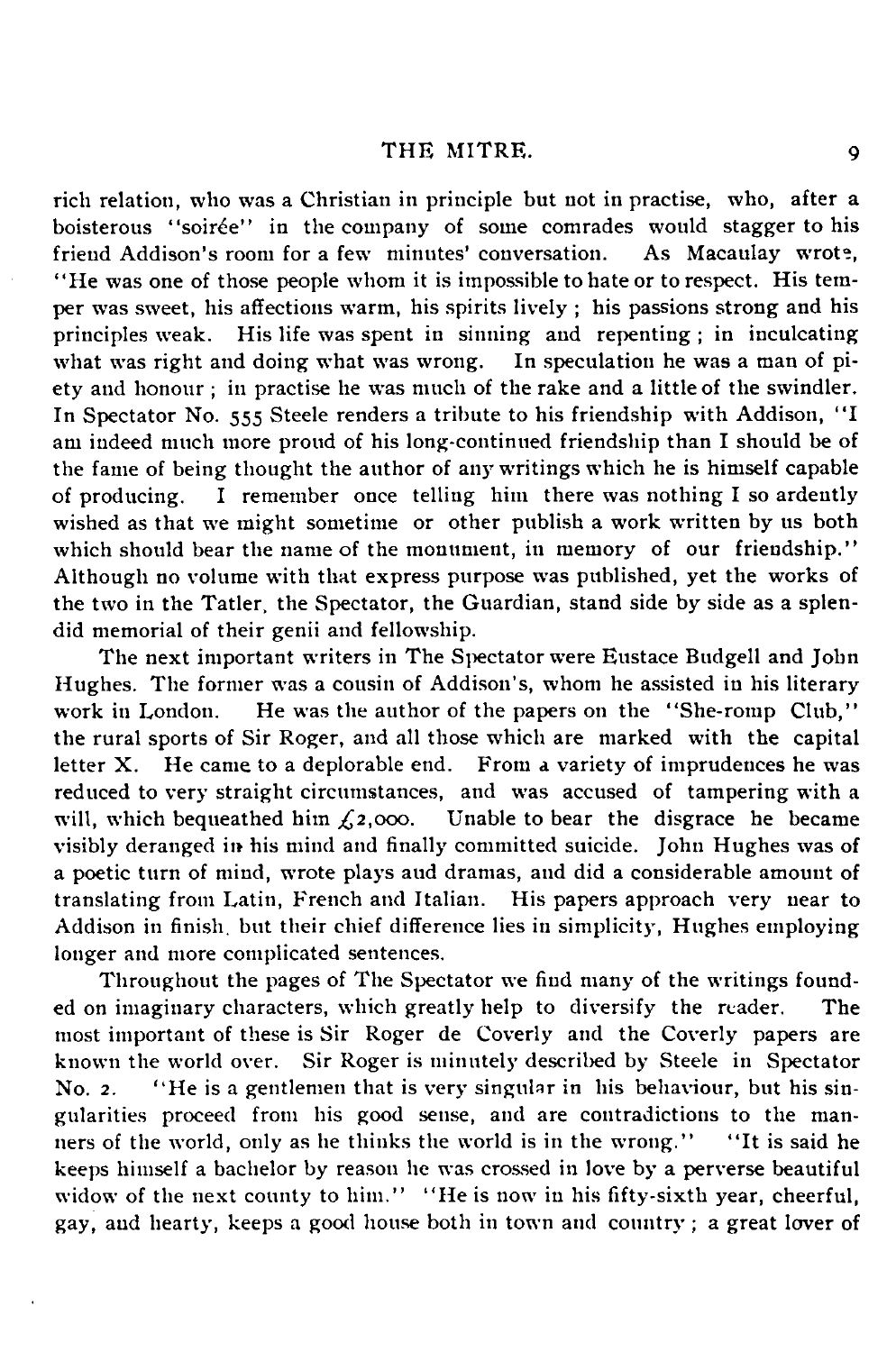rich relation, who was a Christian in principle but not in practise, who, after a boisterous "soirée" in the company of some comrades would stagger to his friend Addison's room for a few minutes' conversation. As Macaulay wrote, "He was one of those people whom it is impossible to hate or to respect. His temper was sweet, his affections warm, his spirits lively ; his passions strong and his principles weak. His life was spent in sinning and repenting ; in inculcating what was right and doing what was wrong. In speculation he was a man of piety and honour ; in practise he was much of the rake and a little of the swindler. In Spectator No. 555 Steele renders a tribute to his friendship with Addison, "I am indeed much more proud of his long-continued friendship than I should be of the fame of being thought the author of any writings which he is himself capable of producing. I remember once telling him there was nothing I so ardently wished as that we might sometime or other publish a work written by us both which should bear the name of the monument, in memory of our friendship." Although no volume with that express purpose was published, yet the works of the two in the Tatler, the Spectator, the Guardian, stand side by side as a splendid memorial of their genii and fellowship.

The next important writers in The Spectator were Eustace Budgell and John Hughes. The former was a cousin of Addison's, whom he assisted in his literary work in London. He was the author of the papers on the "She-romp Club," the rural sports of Sir Roger, and all those which are marked with the capital letter X. He came to a deplorable end. From a variety of imprudences he was reduced to very straight circumstances, and was accused of tampering with a will, which bequeathed him £2,000. Unable to bear the disgrace he became visibly deranged in his mind and finally committed suicide. John Hughes was of a poetic turn of mind, wrote plays and dramas, and did a considerable amount of translating from Latin, French and Italian. His papers approach very near to Addison in finish, but their chief difference lies in simplicity, Hughes employing longer and more complicated sentences.

Throughout the pages of The Spectator we find many of the writings founded on imaginary characters, which greatly help to diversify the reader. The most important of these is Sir Roger de Coverly and the Coverly papers are known the world over. Sir Roger is minutely described by Steele in Spectator No. 2. "He is a gentlemen that is very singular in his behaviour, but his singularities proceed from his good sense, and are contradictions to the manners of the world, only as he thinks the world is in the wrong." "It is said he keeps himself a bachelor by reason he was crossed in love by a perverse beautiful widow of the next county to him." "He is now in his fifty-sixth year, cheerful, gay, and hearty, keeps a good house both in town and country ; a great lover of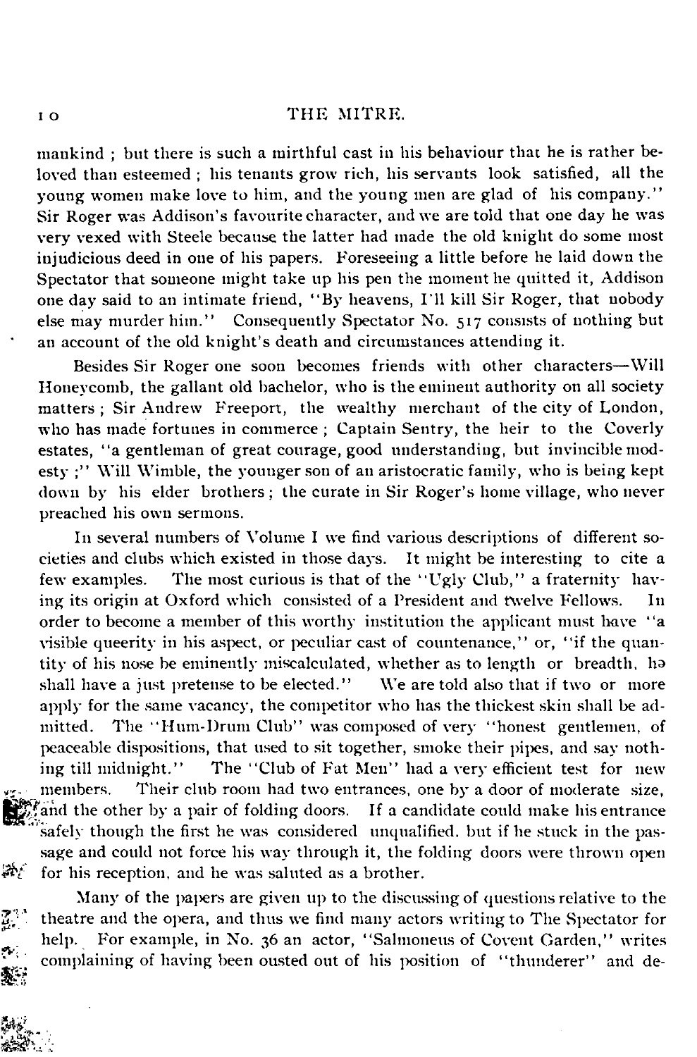mankind ; but there is such a mirthful cast in his behaviour that he is rather beloved than esteemed ; his tenants grow rich, his servants look satisfied, all the young women make love to him, and the young men are glad of his company." Sir Roger was Addison's favourite character, and we are told that one day he was very vexed with Steele because the latter had made the old knight do some most injudicious deed in one of his papers. Foreseeing a little before he laid down the Spectator that someone might take up his pen the moment he quitted it, Addison one day said to an intimate friend, "By heavens, I'll kill Sir Roger, that nobody else may murder him." Consequently Spectator No. 517 consists of nothing but an account of the old knight's death and circumstances attending it.

Besides Sir Roger one soon becomes friends with other characters—Will Honeycomb, the gallant old bachelor, who is the eminent authority on all society matters ; Sir Andrew Freeport, the wealthy merchant of the city of London, who has made fortunes in commerce ; Captain Sentry, the heir to the Coverly estates, "a gentleman of great courage, good understanding, but invincible modesty ;" Will Wimble, the younger son of an aristocratic family, who is being kept down by his elder brothers ; the curate in Sir Roger's home village, who never preached his own sermons.

In several numbers of Volume I we find various descriptions of different societies and clubs which existed in those days. It might be interesting to cite a few examples. The most curious is that of the "Ugly Club," a fraternity having its origin at Oxford which consisted of a President and twelve Fellows. In order to become a member of this worthy institution the applicant must have "a visible queerity in his aspect, or peculiar cast of countenance," or, "if the quantity of his nose be eminently miscalculated, whether as to length or breadth, he shall have a just pretense to be elected." We are told also that if two or more apply for the same vacancy, the competitor who has the thickest skin shall be admitted. The "Hum-Drum Club" was composed of very "honest gentlemen, of peaceable dispositions, that used to sit together, smoke their pipes, and say nothing till midnight." The "Club of Fat Men" had a very efficient test for new members. Their club room had two entrances, one by a door of moderate size, and the other by a pair of folding doors. If a candidate could make his entrance safely though the first he was considered unqualified, but if he stuck in the passage and could not force his way through it, the folding doors were thrown open for his reception, and he was saluted as a brother.

Many of the papers are given up to the discussing of questions relative to the theatre and the opera, and thus we find many actors writing to The Spectator for help. For example, in No. 36 an actor, "Salmoneus of Covent Garden," writes complaining of having been ousted out of his position of "thunderer" and de-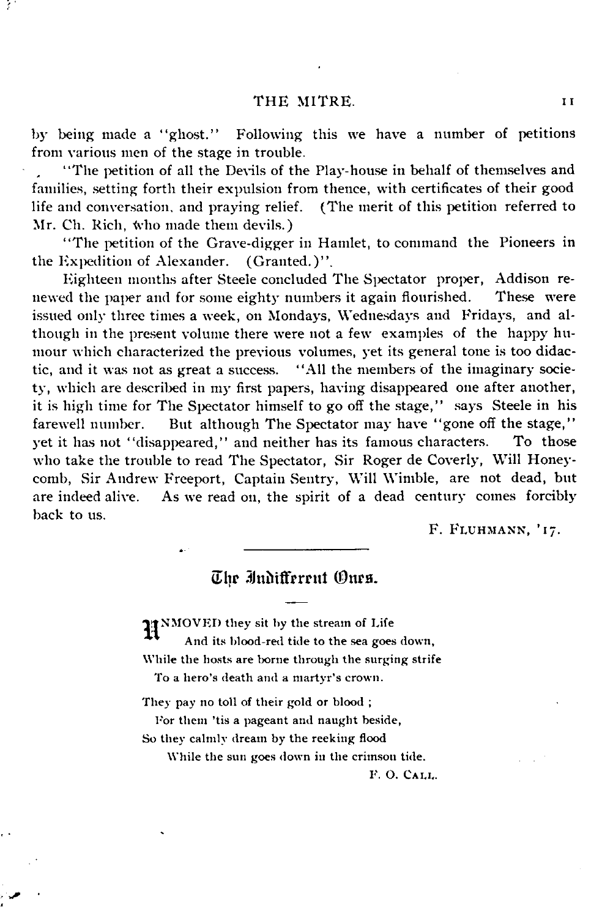by being made a "ghost." Following this we have a number of petitions from various men of the stage in trouble.

"The petition of all the Devils of the Play-house in behalf of themselves and families, setting forth their expulsion from thence, with certificates of their good life and conversation, and praying relief. (The merit of this petition referred to Mr. Ch. Rich, who made them devils.)

"The petition of the Grave-digger in Hamlet, to command the Pioneers in the Expedition of Alexander. (Granted.)".

Eighteen months after Steele concluded The Spectator proper, Addison renewed the paper and for some eighty numbers it again flourished. These were issued only three times a week, on Mondays, Wednesdays and Fridays, and although in the present volume there were not a few examples of the happy humour which characterized the previous volumes, yet its general tone is too didactic, and it was not as great a success. "All the members of the imaginary society, which are described in my first papers, having disappeared one after another, it is high time for The Spectator himself to go off the stage," says Steele in his farewell number. But although The Spectator may have "gone off the stage," yet it has not "disappeared," and neither has its famous characters. To those who take the trouble to read The Spectator, Sir Roger de Coverly, Will Honeycomb, Sir Andrew Freeport, Captain Sentry, Will Wimble, are not dead, but are indeed alive. As we read on, the spirit of a dead century comes forcibly back to us.

F. FLUHMANN, '17.

---

## The Indifferent Ones.

UNMOVED they sit by the stream of Life
And its blood-red tide to the sea goes down,
While the hosts are borne through the surging strife
To a hero's death and a martyr's crown.

They pay no toll of their gold or blood ;
For them 'tis a pageant and naught beside,
So they calmly dream by the reeking flood
While the sun goes down in the crimson tide.

F. O. CALL.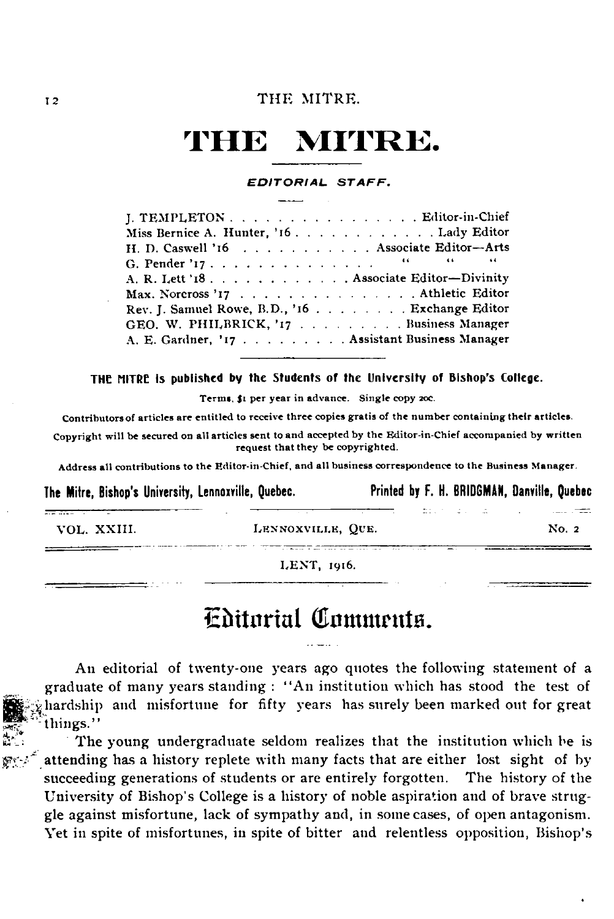# THE MITRE.

*EDITORIAL STAFF.*

J. TEMPLETON . . . . . . . . . . . . . . . . Editor-in-Chief
Miss Bernice A. Hunter, '16 . . . . . . . . . . . . Lady Editor
H. D. Caswell '16 . . . . . . . . . . . Associate Editor—Arts
G. Pender '17 . . . . . . . . . . . . . " " "
A. R. Lett '18 . . . . . . . . . . . . Associate Editor—Divinity
Max. Norcross '17 . . . . . . . . . . . . . . . Athletic Editor
Rev. J. Samuel Rowe, B.D., '16 . . . . . . . . . Exchange Editor
GEO. W. PHILBRICK, '17 . . . . . . . . . . Business Manager
A. E. Gardner, '17 . . . . . . . . . . Assistant Business Manager

**THE MITRE is published by the Students of the University of Bishop's College.**

Terms, $1 per year in advance. Single copy 20c.

Contributors of articles are entitled to receive three copies gratis of the number containing their articles.

Copyright will be secured on all articles sent to and accepted by the Editor-in-Chief accompanied by written request that they be copyrighted.

Address all contributions to the Editor-in-Chief, and all business correspondence to the Business Manager.

**The Mitre, Bishop's University, Lennoxville, Quebec.** **Printed by F. H. BRIDGMAN, Danville, Quebec**

VOL. XXIII. LENNOXVILLE, QUE. No. 2

LENT, 1916.

## Editorial Comments.

An editorial of twenty-one years ago quotes the following statement of a graduate of many years standing : "An institution which has stood the test of hardship and misfortune for fifty years has surely been marked out for great things."

The young undergraduate seldom realizes that the institution which he is attending has a history replete with many facts that are either lost sight of by succeeding generations of students or are entirely forgotten. The history of the University of Bishop's College is a history of noble aspiration and of brave struggle against misfortune, lack of sympathy and, in some cases, of open antagonism. Yet in spite of misfortunes, in spite of bitter and relentless opposition, Bishop's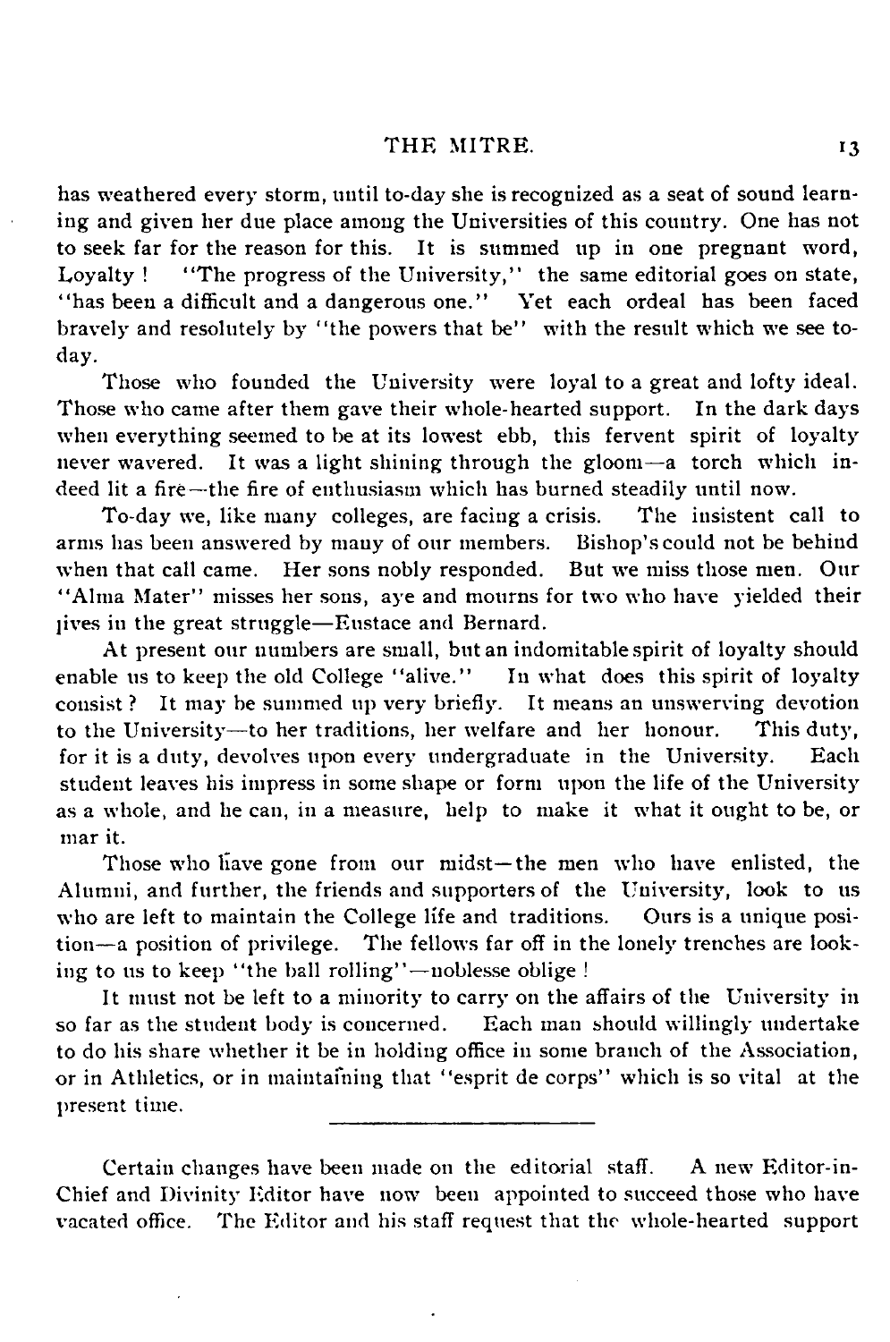has weathered every storm, until to-day she is recognized as a seat of sound learning and given her due place among the Universities of this country. One has not to seek far for the reason for this. It is summed up in one pregnant word, Loyalty ! "The progress of the University," the same editorial goes on state, "has been a difficult and a dangerous one." Yet each ordeal has been faced bravely and resolutely by "the powers that be" with the result which we see to-day.

Those who founded the University were loyal to a great and lofty ideal. Those who came after them gave their whole-hearted support. In the dark days when everything seemed to be at its lowest ebb, this fervent spirit of loyalty never wavered. It was a light shining through the gloom—a torch which indeed lit a fire—the fire of enthusiasm which has burned steadily until now.

To-day we, like many colleges, are facing a crisis. The insistent call to arms has been answered by many of our members. Bishop's could not be behind when that call came. Her sons nobly responded. But we miss those men. Our "Alma Mater" misses her sons, aye and mourns for two who have yielded their lives in the great struggle—Eustace and Bernard.

At present our numbers are small, but an indomitable spirit of loyalty should enable us to keep the old College "alive." In what does this spirit of loyalty consist ? It may be summed up very briefly. It means an unswerving devotion to the University—to her traditions, her welfare and her honour. This duty, for it is a duty, devolves upon every undergraduate in the University. Each student leaves his impress in some shape or form upon the life of the University as a whole, and he can, in a measure, help to make it what it ought to be, or mar it.

Those who have gone from our midst—the men who have enlisted, the Alumni, and further, the friends and supporters of the University, look to us who are left to maintain the College life and traditions. Ours is a unique position—a position of privilege. The fellows far off in the lonely trenches are looking to us to keep "the ball rolling"—noblesse oblige !

It must not be left to a minority to carry on the affairs of the University in so far as the student body is concerned. Each man should willingly undertake to do his share whether it be in holding office in some branch of the Association, or in Athletics, or in maintaining that "esprit de corps" which is so vital at the present time.

---

Certain changes have been made on the editorial staff. A new Editor-in-Chief and Divinity Editor have now been appointed to succeed those who have vacated office. The Editor and his staff request that the whole-hearted support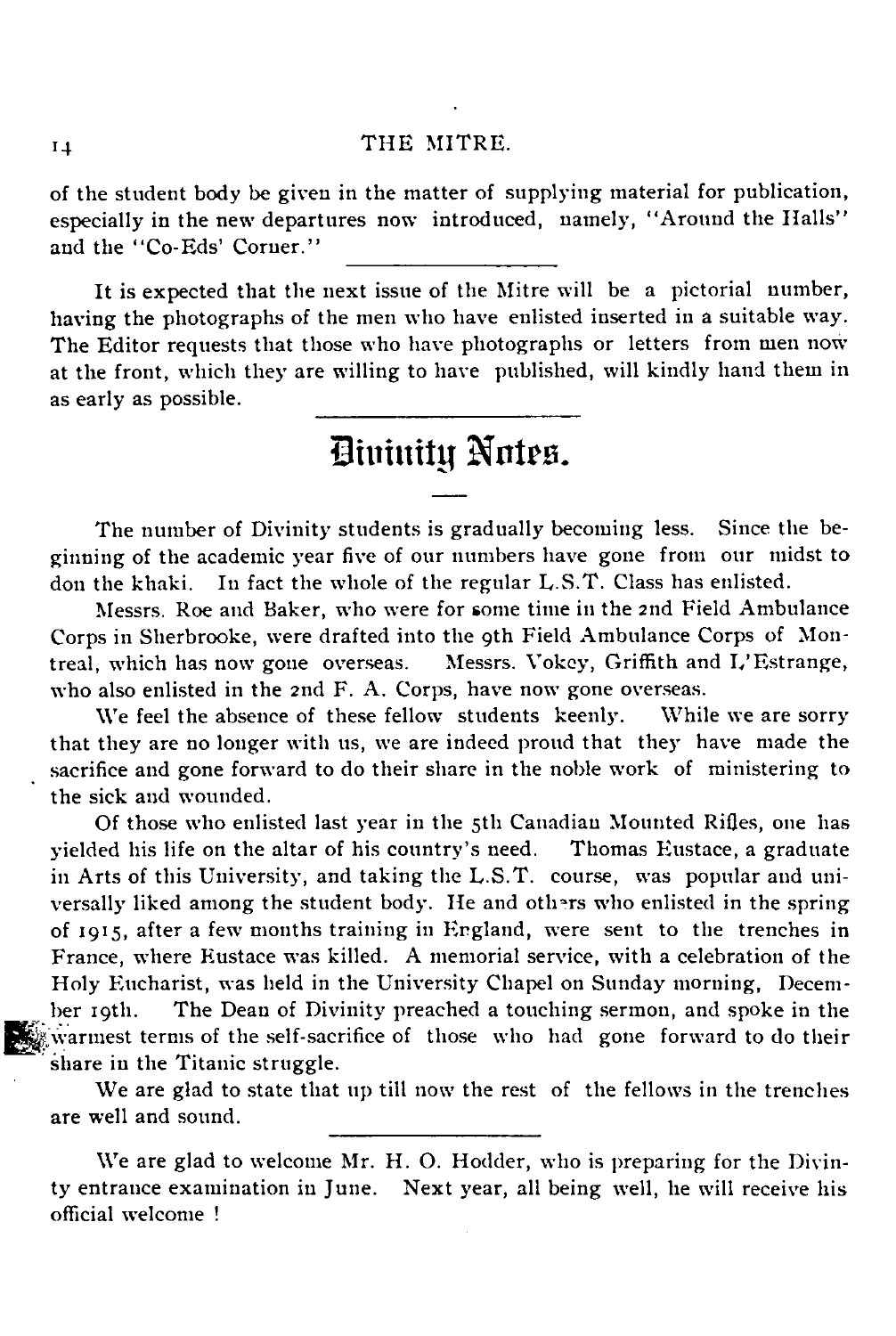of the student body be given in the matter of supplying material for publication, especially in the new departures now introduced, namely, "Around the Halls" and the "Co-Eds' Corner."

---

It is expected that the next issue of the Mitre will be a pictorial number, having the photographs of the men who have enlisted inserted in a suitable way. The Editor requests that those who have photographs or letters from men now at the front, which they are willing to have published, will kindly hand them in as early as possible.

---

## Divinity Notes.

The number of Divinity students is gradually becoming less. Since the beginning of the academic year five of our numbers have gone from our midst to don the khaki. In fact the whole of the regular L.S.T. Class has enlisted.

Messrs. Roe and Baker, who were for some time in the 2nd Field Ambulance Corps in Sherbrooke, were drafted into the 9th Field Ambulance Corps of Montreal, which has now gone overseas. Messrs. Vokey, Griffith and L'Estrange, who also enlisted in the 2nd F. A. Corps, have now gone overseas.

We feel the absence of these fellow students keenly. While we are sorry that they are no longer with us, we are indeed proud that they have made the sacrifice and gone forward to do their share in the noble work of ministering to the sick and wounded.

Of those who enlisted last year in the 5th Canadian Mounted Rifles, one has yielded his life on the altar of his country's need. Thomas Eustace, a graduate in Arts of this University, and taking the L.S.T. course, was popular and universally liked among the student body. He and others who enlisted in the spring of 1915, after a few months training in England, were sent to the trenches in France, where Eustace was killed. A memorial service, with a celebration of the Holy Eucharist, was held in the University Chapel on Sunday morning, December 19th. The Dean of Divinity preached a touching sermon, and spoke in the warmest terms of the self-sacrifice of those who had gone forward to do their share in the Titanic struggle.

We are glad to state that up till now the rest of the fellows in the trenches are well and sound.

---

We are glad to welcome Mr. H. O. Hodder, who is preparing for the Divinty entrance examination in June. Next year, all being well, he will receive his official welcome !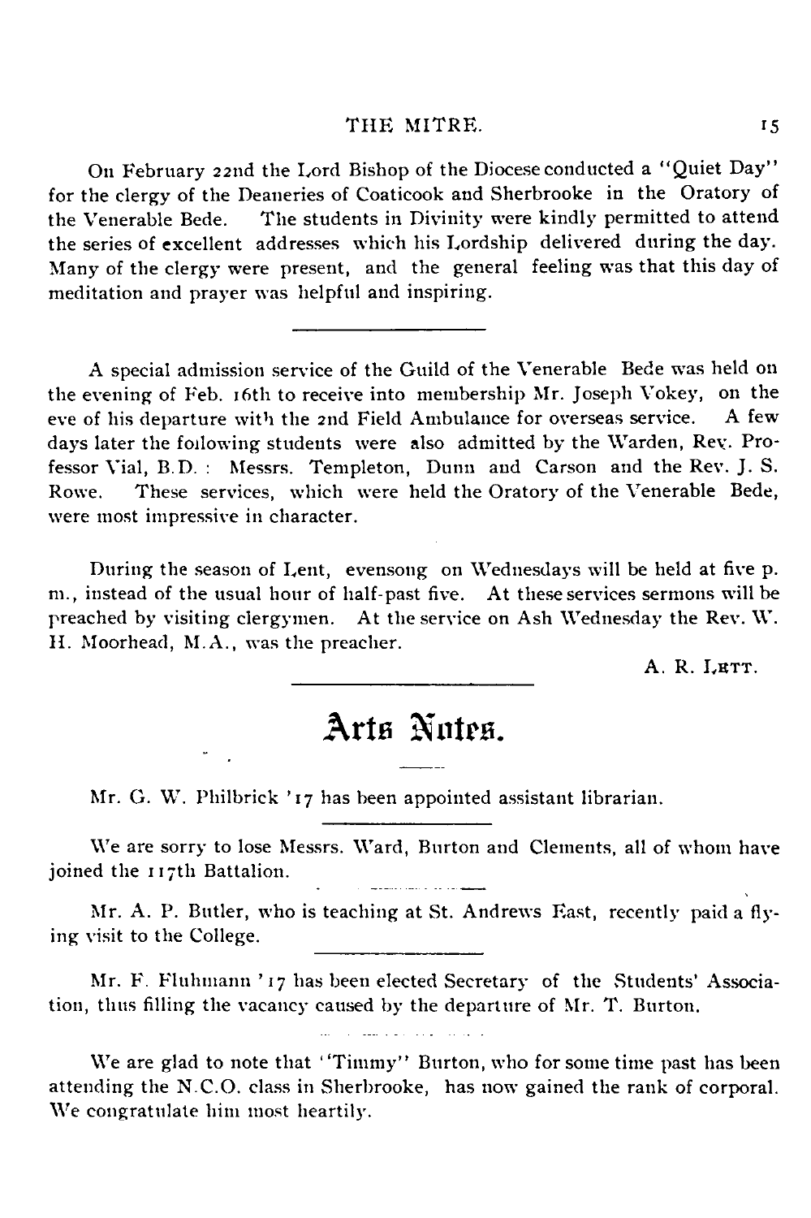On February 22nd the Lord Bishop of the Diocese conducted a "Quiet Day" for the clergy of the Deaneries of Coaticook and Sherbrooke in the Oratory of the Venerable Bede. The students in Divinity were kindly permitted to attend the series of excellent addresses which his Lordship delivered during the day. Many of the clergy were present, and the general feeling was that this day of meditation and prayer was helpful and inspiring.

---

A special admission service of the Guild of the Venerable Bede was held on the evening of Feb. 16th to receive into membership Mr. Joseph Vokey, on the eve of his departure with the 2nd Field Ambulance for overseas service. A few days later the following students were also admitted by the Warden, Rev. Professor Vial, B.D. : Messrs. Templeton, Dunn and Carson and the Rev. J. S. Rowe. These services, which were held the Oratory of the Venerable Bede, were most impressive in character.

During the season of Lent, evensong on Wednesdays will be held at five p. m., instead of the usual hour of half-past five. At these services sermons will be preached by visiting clergymen. At the service on Ash Wednesday the Rev. W. H. Moorhead, M.A., was the preacher.

A. R. LETT.

---

# Arts Notes.

Mr. G. W. Philbrick '17 has been appointed assistant librarian.

---

We are sorry to lose Messrs. Ward, Burton and Clements, all of whom have joined the 117th Battalion.

---

Mr. A. P. Butler, who is teaching at St. Andrews East, recently paid a flying visit to the College.

---

Mr. F. Fluhmann '17 has been elected Secretary of the Students' Association, thus filling the vacancy caused by the departure of Mr. T. Burton.

---

We are glad to note that "Timmy" Burton, who for some time past has been attending the N.C.O. class in Sherbrooke, has now gained the rank of corporal. We congratulate him most heartily.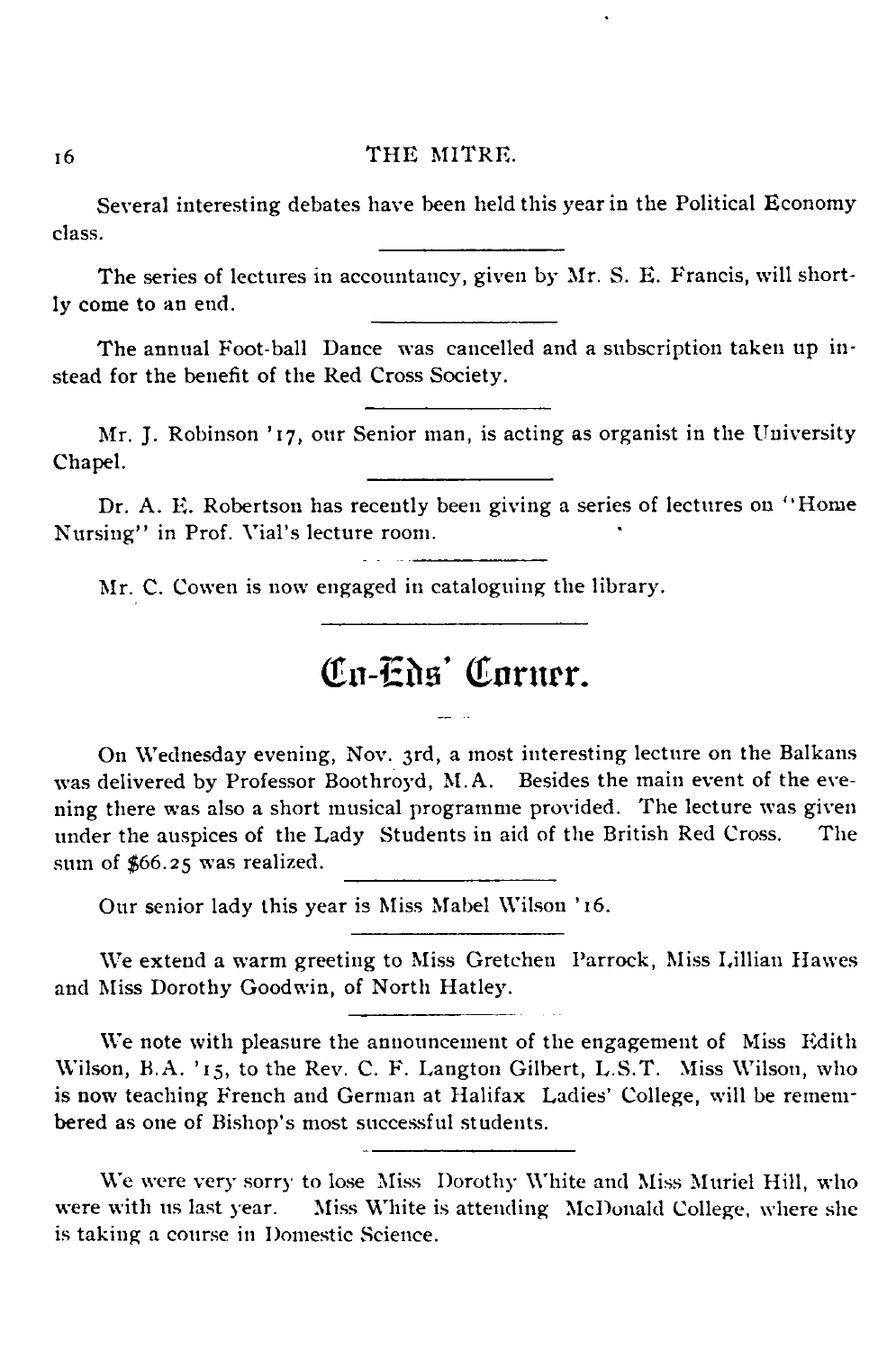Several interesting debates have been held this year in the Political Economy class.

---

The series of lectures in accountancy, given by Mr. S. E. Francis, will shortly come to an end.

---

The annual Foot-ball Dance was cancelled and a subscription taken up instead for the benefit of the Red Cross Society.

---

Mr. J. Robinson '17, our Senior man, is acting as organist in the University Chapel.

---

Dr. A. E. Robertson has recently been giving a series of lectures on "Home Nursing" in Prof. Vial's lecture room.

---

Mr. C. Cowen is now engaged in cataloguing the library.

---

## Co-Eds' Corner.

On Wednesday evening, Nov. 3rd, a most interesting lecture on the Balkans was delivered by Professor Boothroyd, M.A. Besides the main event of the evening there was also a short musical programme provided. The lecture was given under the auspices of the Lady Students in aid of the British Red Cross. The sum of $66.25 was realized.

---

Our senior lady this year is Miss Mabel Wilson '16.

---

We extend a warm greeting to Miss Gretchen Parrock, Miss Lillian Hawes and Miss Dorothy Goodwin, of North Hatley.

---

We note with pleasure the announcement of the engagement of Miss Edith Wilson, B.A. '15, to the Rev. C. F. Langton Gilbert, L.S.T. Miss Wilson, who is now teaching French and German at Halifax Ladies' College, will be remembered as one of Bishop's most successful students.

---

We were very sorry to lose Miss Dorothy White and Miss Muriel Hill, who were with us last year. Miss White is attending McDonald College, where she is taking a course in Domestic Science.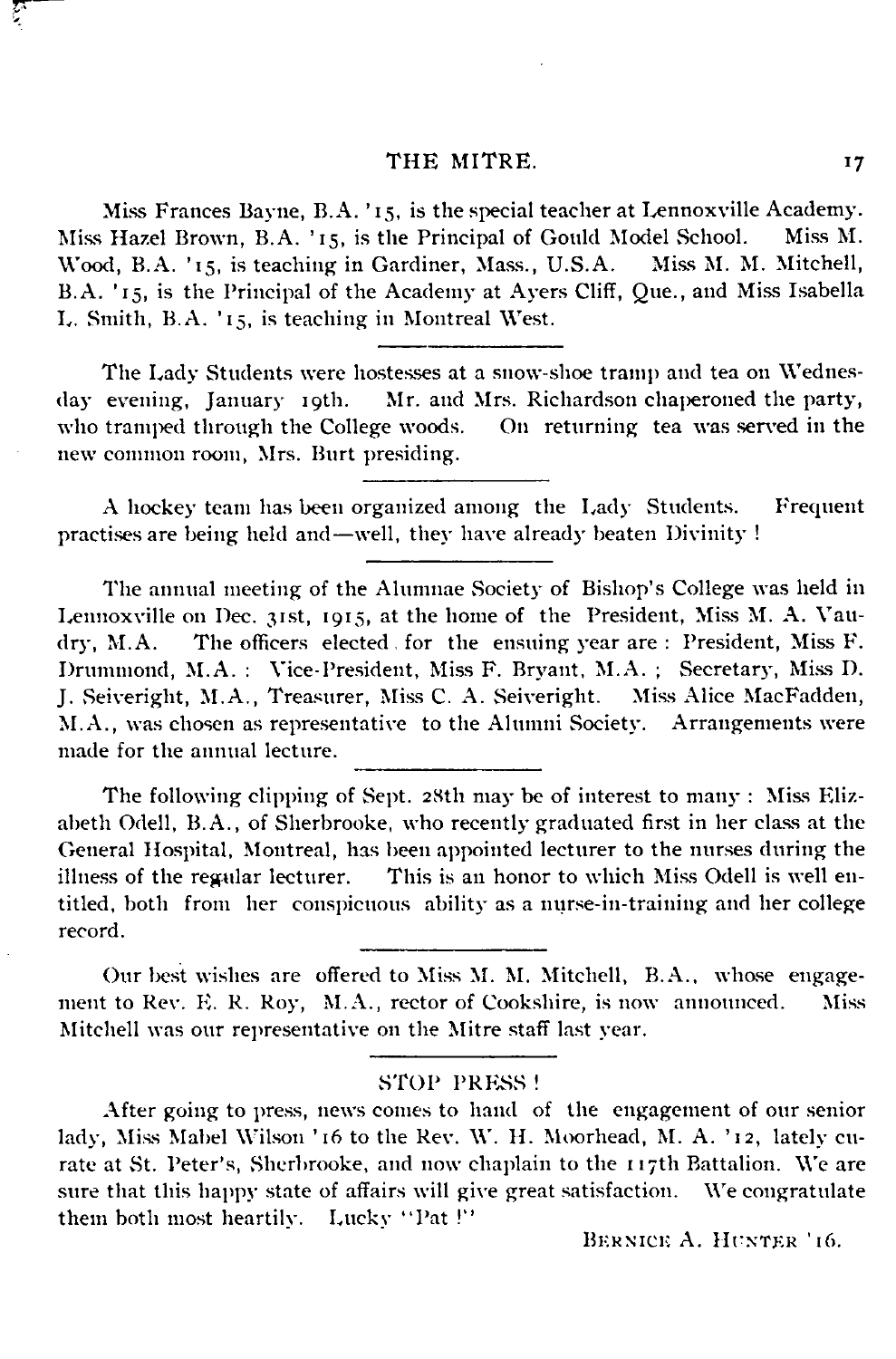Miss Frances Bayne, B.A. '15, is the special teacher at Lennoxville Academy. Miss Hazel Brown, B.A. '15, is the Principal of Gould Model School. Miss M. Wood, B.A. '15, is teaching in Gardiner, Mass., U.S.A. Miss M. M. Mitchell, B.A. '15, is the Principal of the Academy at Ayers Cliff, Que., and Miss Isabella L. Smith, B.A. '15, is teaching in Montreal West.

---

The Lady Students were hostesses at a snow-shoe tramp and tea on Wednesday evening, January 19th. Mr. and Mrs. Richardson chaperoned the party, who tramped through the College woods. On returning tea was served in the new common room, Mrs. Burt presiding.

---

A hockey team has been organized among the Lady Students. Frequent practises are being held and—well, they have already beaten Divinity!

---

The annual meeting of the Alumnae Society of Bishop's College was held in Lennoxville on Dec. 31st, 1915, at the home of the President, Miss M. A. Vaudry, M.A. The officers elected for the ensuing year are: President, Miss F. Drummond, M.A.: Vice-President, Miss F. Bryant, M.A.; Secretary, Miss D. J. Seiveright, M.A., Treasurer, Miss C. A. Seiveright. Miss Alice MacFadden, M.A., was chosen as representative to the Alumni Society. Arrangements were made for the annual lecture.

---

The following clipping of Sept. 28th may be of interest to many: Miss Elizabeth Odell, B.A., of Sherbrooke, who recently graduated first in her class at the General Hospital, Montreal, has been appointed lecturer to the nurses during the illness of the regular lecturer. This is an honor to which Miss Odell is well entitled, both from her conspicuous ability as a nurse-in-training and her college record.

---

Our best wishes are offered to Miss M. M. Mitchell, B.A., whose engagement to Rev. E. R. Roy, M.A., rector of Cookshire, is now announced. Miss Mitchell was our representative on the Mitre staff last year.

---

STOP PRESS!

After going to press, news comes to hand of the engagement of our senior lady, Miss Mabel Wilson '16 to the Rev. W. H. Moorhead, M. A. '12, lately curate at St. Peter's, Sherbrooke, and now chaplain to the 117th Battalion. We are sure that this happy state of affairs will give great satisfaction. We congratulate them both most heartily. Lucky "Pat!"

BERNICE A. HUNTER '16.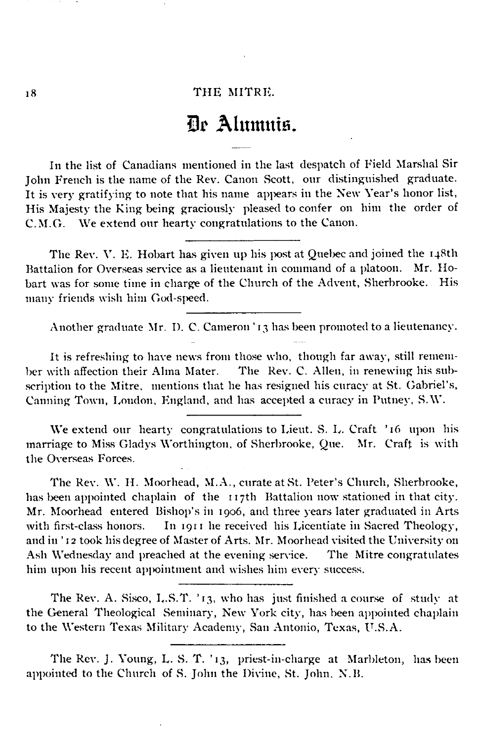# De Alumnis.

In the list of Canadians mentioned in the last despatch of Field Marshal Sir John French is the name of the Rev. Canon Scott, our distinguished graduate. It is very gratifying to note that his name appears in the New Year's honor list, His Majesty the King being graciously pleased to confer on him the order of C.M.G. We extend our hearty congratulations to the Canon.

---

The Rev. V. E. Hobart has given up his post at Quebec and joined the 148th Battalion for Overseas service as a lieutenant in command of a platoon. Mr. Hobart was for some time in charge of the Church of the Advent, Sherbrooke. His many friends wish him God-speed.

---

Another graduate Mr. D. C. Cameron '13 has been promoted to a lieutenancy.

It is refreshing to have news from those who, though far away, still remember with affection their Alma Mater. The Rev. C. Allen, in renewing his subscription to the Mitre, mentions that he has resigned his curacy at St. Gabriel's, Canning Town, London, England, and has accepted a curacy in Putney, S.W.

---

We extend our hearty congratulations to Lieut. S. L. Craft '16 upon his marriage to Miss Gladys Worthington, of Sherbrooke, Que. Mr. Craft is with the Overseas Forces.

The Rev. W. H. Moorhead, M.A., curate at St. Peter's Church, Sherbrooke, has been appointed chaplain of the 117th Battalion now stationed in that city. Mr. Moorhead entered Bishop's in 1906, and three years later graduated in Arts with first-class honors. In 1911 he received his Licentiate in Sacred Theology, and in '12 took his degree of Master of Arts. Mr. Moorhead visited the University on Ash Wednesday and preached at the evening service. The Mitre congratulates him upon his recent appointment and wishes him every success.

---

The Rev. A. Sisco, L.S.T. '13, who has just finished a course of study at the General Theological Seminary, New York city, has been appointed chaplain to the Western Texas Military Academy, San Antonio, Texas, U.S.A.

---

The Rev. J. Young, L. S. T. '13, priest-in-charge at Marbleton, has been appointed to the Church of S. John the Divine, St. John, N.B.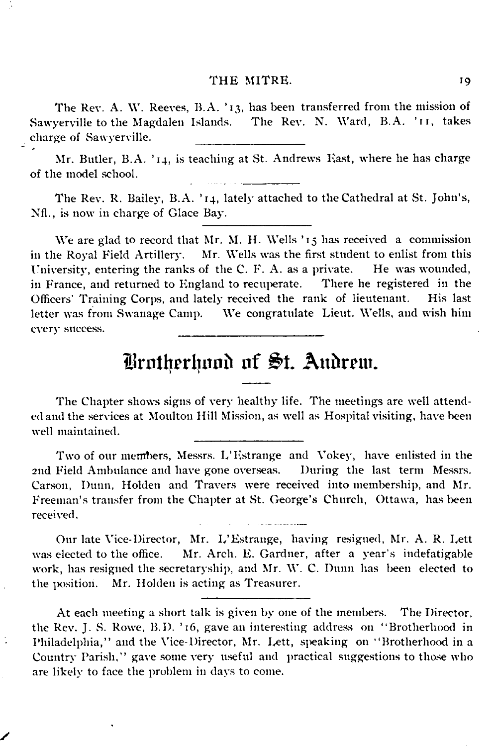The Rev. A. W. Reeves, B.A. '13, has been transferred from the mission of Sawyerville to the Magdalen Islands. The Rev. N. Ward, B.A. '11, takes charge of Sawyerville.

---

Mr. Butler, B.A. '14, is teaching at St. Andrews East, where he has charge of the model school.

---

The Rev. R. Bailey, B.A. '14, lately attached to the Cathedral at St. John's, Nfl., is now in charge of Glace Bay.

---

We are glad to record that Mr. M. H. Wells '15 has received a commission in the Royal Field Artillery. Mr. Wells was the first student to enlist from this University, entering the ranks of the C. F. A. as a private. He was wounded, in France, and returned to England to recuperate. There he registered in the Officers' Training Corps, and lately received the rank of lieutenant. His last letter was from Swanage Camp. We congratulate Lieut. Wells, and wish him every success.

---

# Brotherhood of St. Andrew.

The Chapter shows signs of very healthy life. The meetings are well attended and the services at Moulton Hill Mission, as well as Hospital visiting, have been well maintained.

---

Two of our members, Messrs. L'Estrange and Vokey, have enlisted in the 2nd Field Ambulance and have gone overseas. During the last term Messrs. Carson, Dunn, Holden and Travers were received into membership, and Mr. Freeman's transfer from the Chapter at St. George's Church, Ottawa, has been received.

---

Our late Vice-Director, Mr. L'Estrange, having resigned, Mr. A. R. Lett was elected to the office. Mr. Arch. E. Gardner, after a year's indefatigable work, has resigned the secretaryship, and Mr. W. C. Dunn has been elected to the position. Mr. Holden is acting as Treasurer.

---

At each meeting a short talk is given by one of the members. The Director, the Rev. J. S. Rowe, B.D. '16, gave an interesting address on "Brotherhood in Philadelphia," and the Vice-Director, Mr. Lett, speaking on "Brotherhood in a Country Parish," gave some very useful and practical suggestions to those who are likely to face the problem in days to come.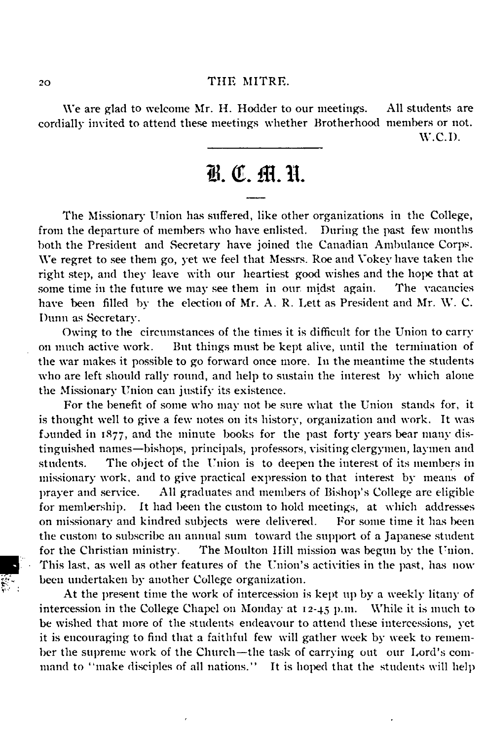We are glad to welcome Mr. H. Hodder to our meetings. All students are cordially invited to attend these meetings whether Brotherhood members or not.

W.C.D.

---

# B. C. M. U.

The Missionary Union has suffered, like other organizations in the College, from the departure of members who have enlisted. During the past few months both the President and Secretary have joined the Canadian Ambulance Corps. We regret to see them go, yet we feel that Messrs. Roe and Vokey have taken the right step, and they leave with our heartiest good wishes and the hope that at some time in the future we may see them in our midst again. The vacancies have been filled by the election of Mr. A. R. Lett as President and Mr. W. C. Dunn as Secretary.

Owing to the circumstances of the times it is difficult for the Union to carry on much active work. But things must be kept alive, until the termination of the war makes it possible to go forward once more. In the meantime the students who are left should rally round, and help to sustain the interest by which alone the Missionary Union can justify its existence.

For the benefit of some who may not be sure what the Union stands for, it is thought well to give a few notes on its history, organization and work. It was founded in 1877, and the minute books for the past forty years bear many distinguished names—bishops, principals, professors, visiting clergymen, laymen and students. The object of the Union is to deepen the interest of its members in missionary work, and to give practical expression to that interest by means of prayer and service. All graduates and members of Bishop's College are eligible for membership. It had been the custom to hold meetings, at which addresses on missionary and kindred subjects were delivered. For some time it has been the custom to subscribe an annual sum toward the support of a Japanese student for the Christian ministry. The Moulton Hill mission was begun by the Union. This last, as well as other features of the Union's activities in the past, has now been undertaken by another College organization.

At the present time the work of intercession is kept up by a weekly litany of intercession in the College Chapel on Monday at 12-45 p.m. While it is much to be wished that more of the students endeavour to attend these intercessions, yet it is encouraging to find that a faithful few will gather week by week to remember the supreme work of the Church—the task of carrying out our Lord's command to "make disciples of all nations." It is hoped that the students will help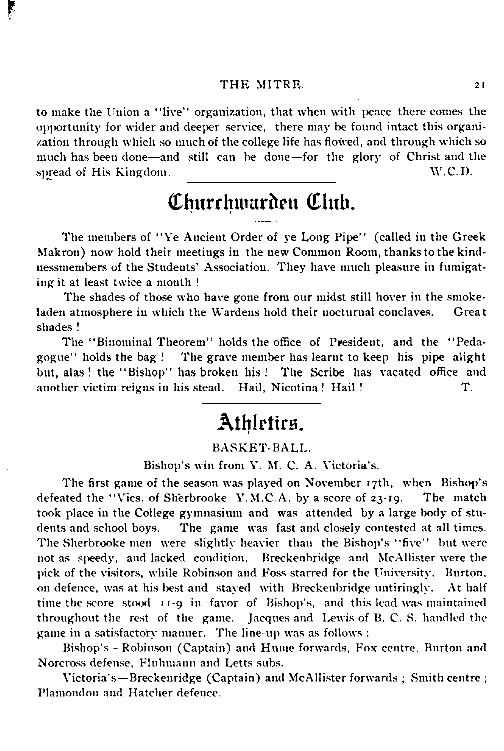to make the Union a "live" organization, that when with peace there comes the opportunity for wider and deeper service, there may be found intact this organization through which so much of the college life has flowed, and through which so much has been done—and still can be done—for the glory of Christ and the spread of His Kingdom.

W.C.D.

## Churchwarden Club.

The members of "Ye Ancient Order of ye Long Pipe" (called in the Greek Makron) now hold their meetings in the new Common Room, thanks to the kindnessmembers of the Students' Association. They have much pleasure in fumigating it at least twice a month !

The shades of those who have gone from our midst still hover in the smoke-laden atmosphere in which the Wardens hold their nocturnal conclaves. Great shades !

The "Binominal Theorem" holds the office of President, and the "Pedagogue" holds the bag ! The grave member has learnt to keep his pipe alight but, alas ! the "Bishop" has broken his ! The Scribe has vacated office and another victim reigns in his stead. Hail, Nicotina ! Hail !

T.

## Athletics.

### BASKET-BALL.

Bishop's win from Y. M. C. A. Victoria's.

The first game of the season was played on November 17th, when Bishop's defeated the "Vics. of Sherbrooke Y.M.C.A. by a score of 23-19. The match took place in the College gymnasium and was attended by a large body of students and school boys. The game was fast and closely contested at all times. The Sherbrooke men were slightly heavier than the Bishop's "five" but were not as speedy, and lacked condition. Breckenbridge and McAllister were the pick of the visitors, while Robinson and Foss starred for the University. Burton, on defence, was at his best and stayed with Breckenbridge untiringly. At half time the score stood 11-9 in favor of Bishop's, and this lead was maintained throughout the rest of the game. Jacques and Lewis of B. C. S. handled the game in a satisfactory manner. The line-up was as follows :

Bishop's - Robinson (Captain) and Hume forwards, Fox centre, Burton and Norcross defense, Fluhmann and Letts subs.

Victoria's—Breckenridge (Captain) and McAllister forwards ; Smith centre ; Plamondon and Hatcher defence.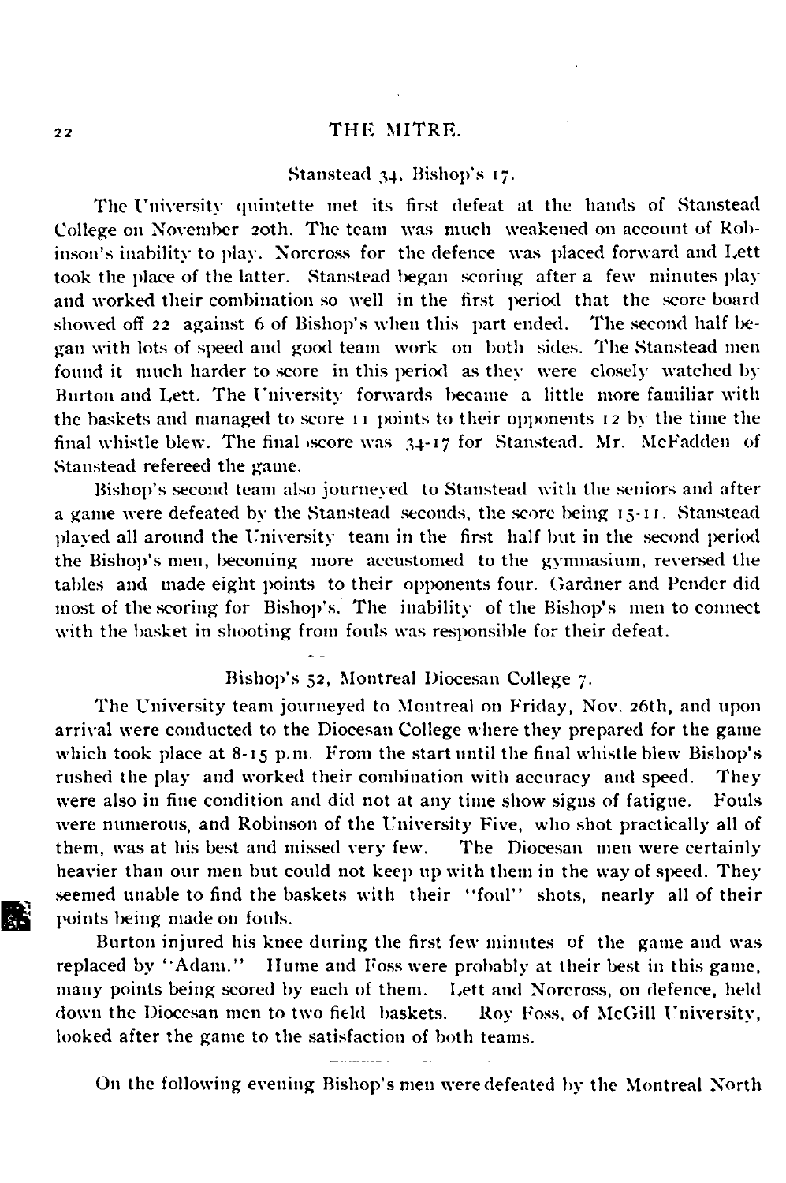### Stanstead 34, Bishop's 17.

The University quintette met its first defeat at the hands of Stanstead College on November 20th. The team was much weakened on account of Robinson's inability to play. Norcross for the defence was placed forward and Lett took the place of the latter. Stanstead began scoring after a few minutes play and worked their combination so well in the first period that the score board showed off 22 against 6 of Bishop's when this part ended. The second half began with lots of speed and good team work on both sides. The Stanstead men found it much harder to score in this period as they were closely watched by Burton and Lett. The University forwards became a little more familiar with the baskets and managed to score 11 points to their opponents 12 by the time the final whistle blew. The final score was 34-17 for Stanstead. Mr. McFadden of Stanstead refereed the game.

Bishop's second team also journeyed to Stanstead with the seniors and after a game were defeated by the Stanstead seconds, the score being 15-11. Stanstead played all around the University team in the first half but in the second period the Bishop's men, becoming more accustomed to the gymnasium, reversed the tables and made eight points to their opponents four. Gardner and Pender did most of the scoring for Bishop's. The inability of the Bishop's men to connect with the basket in shooting from fouls was responsible for their defeat.

### Bishop's 52, Montreal Diocesan College 7.

The University team journeyed to Montreal on Friday, Nov. 26th, and upon arrival were conducted to the Diocesan College where they prepared for the game which took place at 8-15 p.m. From the start until the final whistle blew Bishop's rushed the play and worked their combination with accuracy and speed. They were also in fine condition and did not at any time show signs of fatigue. Fouls were numerous, and Robinson of the University Five, who shot practically all of them, was at his best and missed very few. The Diocesan men were certainly heavier than our men but could not keep up with them in the way of speed. They seemed unable to find the baskets with their "foul" shots, nearly all of their points being made on fouls.

Burton injured his knee during the first few minutes of the game and was replaced by "Adam." Hume and Foss were probably at their best in this game, many points being scored by each of them. Lett and Norcross, on defence, held down the Diocesan men to two field baskets. Roy Foss, of McGill University, looked after the game to the satisfaction of both teams.

On the following evening Bishop's men were defeated by the Montreal North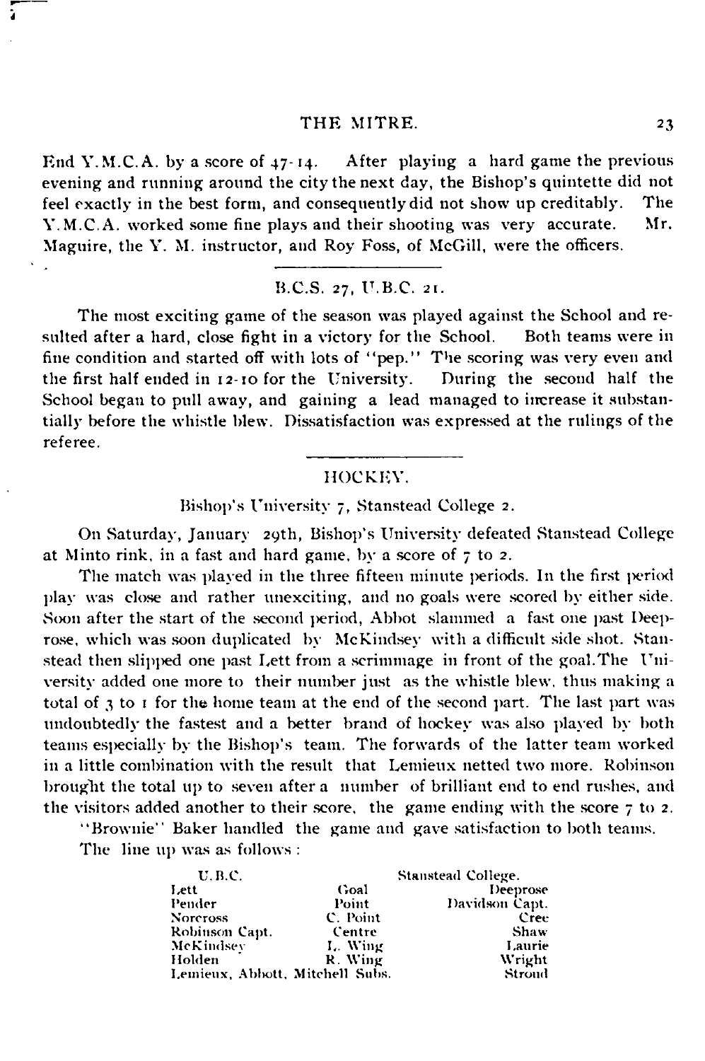End Y.M.C.A. by a score of 47-14. After playing a hard game the previous evening and running around the city the next day, the Bishop's quintette did not feel exactly in the best form, and consequently did not show up creditably. The Y.M.C.A. worked some fine plays and their shooting was very accurate. Mr. Maguire, the Y. M. instructor, and Roy Foss, of McGill, were the officers.

---

B.C.S. 27, U.B.C. 21.

The most exciting game of the season was played against the School and resulted after a hard, close fight in a victory for the School. Both teams were in fine condition and started off with lots of "pep." The scoring was very even and the first half ended in 12-10 for the University. During the second half the School began to pull away, and gaining a lead managed to increase it substantially before the whistle blew. Dissatisfaction was expressed at the rulings of the referee.

---

## HOCKEY.

Bishop's University 7, Stanstead College 2.

On Saturday, January 29th, Bishop's University defeated Stanstead College at Minto rink, in a fast and hard game, by a score of 7 to 2.

The match was played in the three fifteen minute periods. In the first period play was close and rather unexciting, and no goals were scored by either side. Soon after the start of the second period, Abbot slammed a fast one past Deeprose, which was soon duplicated by McKindsey with a difficult side shot. Stanstead then slipped one past Lett from a scrimmage in front of the goal. The University added one more to their number just as the whistle blew, thus making a total of 3 to 1 for the home team at the end of the second part. The last part was undoubtedly the fastest and a better brand of hockey was also played by both teams especially by the Bishop's team. The forwards of the latter team worked in a little combination with the result that Lemieux netted two more. Robinson brought the total up to seven after a number of brilliant end to end rushes, and the visitors added another to their score, the game ending with the score 7 to 2.

"Brownie" Baker handled the game and gave satisfaction to both teams.

The line up was as follows:

| U.B.C. | | Stanstead College. |
|---|---|---|
| Lett | Goal | Deeprose |
| Pender | Point | Davidson Capt. |
| Norcross | C. Point | Cree |
| Robinson Capt. | Centre | Shaw |
| McKindsey | L. Wing | Laurie |
| Holden | R. Wing | Wright |
| Lemieux, Abbott, Mitchell Subs. | | Stroud |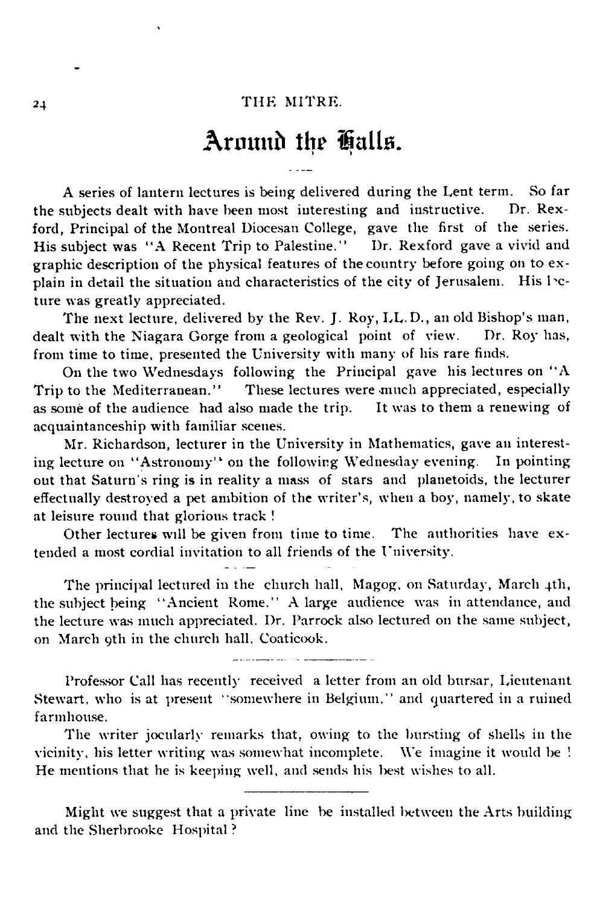# Around the Halls.

A series of lantern lectures is being delivered during the Lent term. So far the subjects dealt with have been most interesting and instructive. Dr. Rexford, Principal of the Montreal Diocesan College, gave the first of the series. His subject was "A Recent Trip to Palestine." Dr. Rexford gave a vivid and graphic description of the physical features of the country before going on to explain in detail the situation and characteristics of the city of Jerusalem. His lecture was greatly appreciated.

The next lecture, delivered by the Rev. J. Roy, LL.D., an old Bishop's man, dealt with the Niagara Gorge from a geological point of view. Dr. Roy has, from time to time, presented the University with many of his rare finds.

On the two Wednesdays following the Principal gave his lectures on "A Trip to the Mediterranean." These lectures were much appreciated, especially as some of the audience had also made the trip. It was to them a renewing of acquaintanceship with familiar scenes.

Mr. Richardson, lecturer in the University in Mathematics, gave an interesting lecture on "Astronomy" on the following Wednesday evening. In pointing out that Saturn's ring is in reality a mass of stars and planetoids, the lecturer effectually destroyed a pet ambition of the writer's, when a boy, namely, to skate at leisure round that glorious track!

Other lectures will be given from time to time. The authorities have extended a most cordial invitation to all friends of the University.

---

The principal lectured in the church hall, Magog, on Saturday, March 4th, the subject being "Ancient Rome." A large audience was in attendance, and the lecture was much appreciated. Dr. Parrock also lectured on the same subject, on March 9th in the church hall, Coaticook.

---

Professor Call has recently received a letter from an old bursar, Lieutenant Stewart, who is at present "somewhere in Belgium," and quartered in a ruined farmhouse.

The writer jocularly remarks that, owing to the bursting of shells in the vicinity, his letter writing was somewhat incomplete. We imagine it would be! He mentions that he is keeping well, and sends his best wishes to all.

---

Might we suggest that a private line be installed between the Arts building and the Sherbrooke Hospital?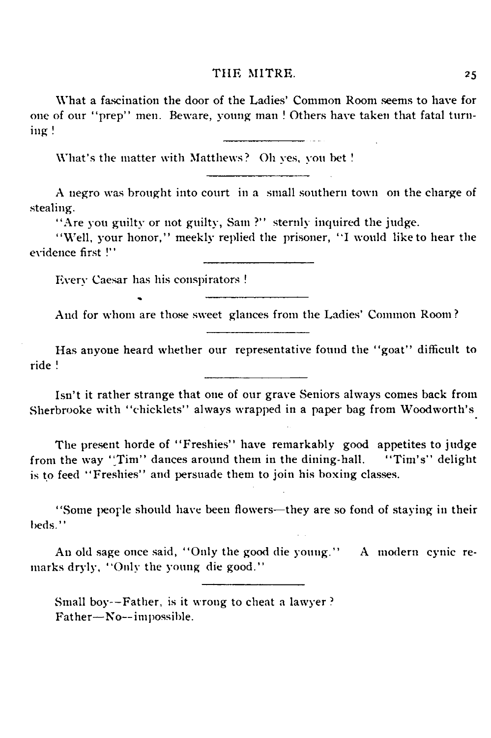What a fascination the door of the Ladies' Common Room seems to have for one of our "prep" men. Beware, young man! Others have taken that fatal turning!

---

What's the matter with Matthews? Oh yes, you bet!

---

A negro was brought into court in a small southern town on the charge of stealing.

"Are you guilty or not guilty, Sam?" sternly inquired the judge.

"Well, your honor," meekly replied the prisoner, "I would like to hear the evidence first!"

---

Every Caesar has his conspirators!

---

And for whom are those sweet glances from the Ladies' Common Room?

---

Has anyone heard whether our representative found the "goat" difficult to ride!

---

Isn't it rather strange that one of our grave Seniors always comes back from Sherbrooke with "chicklets" always wrapped in a paper bag from Woodworth's

The present horde of "Freshies" have remarkably good appetites to judge from the way "Tim" dances around them in the dining-hall. "Tim's" delight is to feed "Freshies" and persuade them to join his boxing classes.

"Some people should have been flowers—they are so fond of staying in their beds."

An old sage once said, "Only the good die young." A modern cynic remarks dryly, "Only the young die good."

---

Small boy--Father, is it wrong to cheat a lawyer?
Father—No--impossible.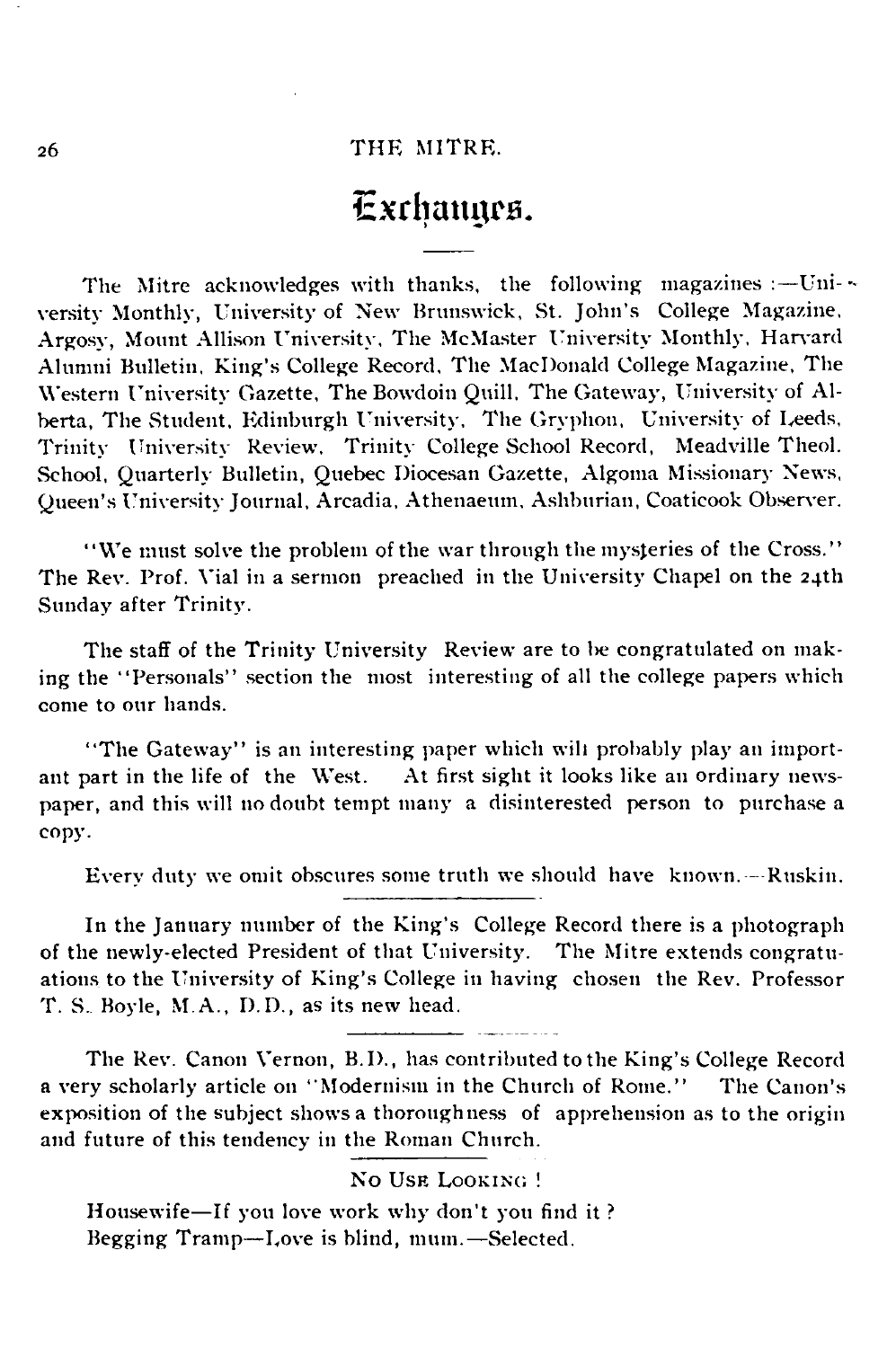# Exchanges.

The Mitre acknowledges with thanks, the following magazines :—University Monthly, University of New Brunswick, St. John's College Magazine, Argosy, Mount Allison University, The McMaster University Monthly, Harvard Alumni Bulletin, King's College Record, The MacDonald College Magazine, The Western University Gazette, The Bowdoin Quill, The Gateway, University of Alberta, The Student, Edinburgh University, The Gryphon, University of Leeds, Trinity University Review, Trinity College School Record, Meadville Theol. School, Quarterly Bulletin, Quebec Diocesan Gazette, Algoma Missionary News, Queen's University Journal, Arcadia, Athenaeum, Ashburian, Coaticook Observer.

"We must solve the problem of the war through the mysteries of the Cross." The Rev. Prof. Vial in a sermon preached in the University Chapel on the 24th Sunday after Trinity.

The staff of the Trinity University Review are to be congratulated on making the "Personals" section the most interesting of all the college papers which come to our hands.

"The Gateway" is an interesting paper which will probably play an important part in the life of the West. At first sight it looks like an ordinary newspaper, and this will no doubt tempt many a disinterested person to purchase a copy.

Every duty we omit obscures some truth we should have known.—Ruskin.

---

In the January number of the King's College Record there is a photograph of the newly-elected President of that University. The Mitre extends congratuations to the University of King's College in having chosen the Rev. Professor T. S. Boyle, M.A., D.D., as its new head.

---

The Rev. Canon Vernon, B.D., has contributed to the King's College Record a very scholarly article on "Modernism in the Church of Rome." The Canon's exposition of the subject shows a thoroughness of apprehension as to the origin and future of this tendency in the Roman Church.

---

No Use Looking !

Housewife—If you love work why don't you find it ?
Begging Tramp—Love is blind, mum.—Selected.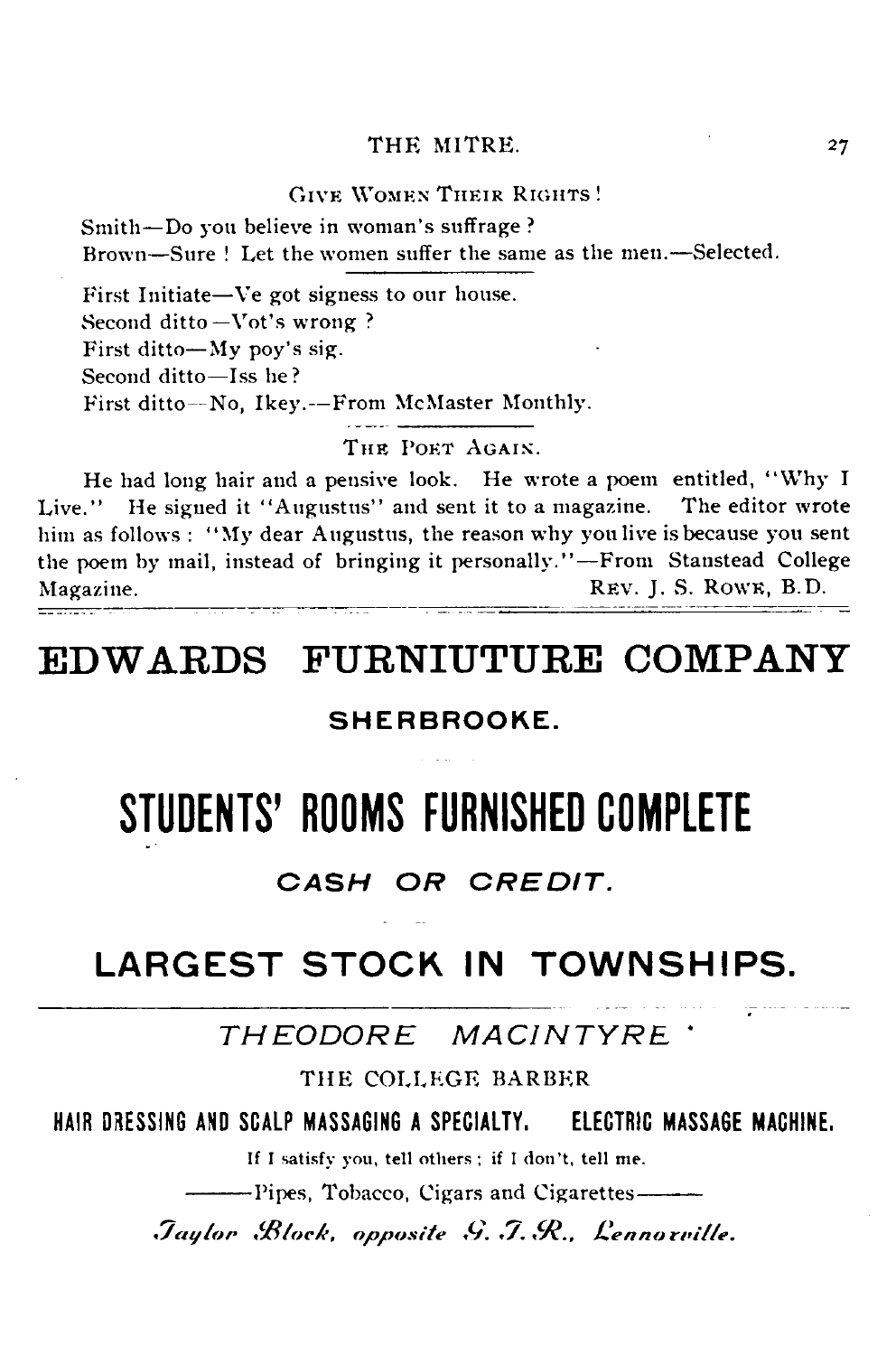GIVE WOMEN THEIR RIGHTS!

Smith—Do you believe in woman's suffrage?
Brown—Sure! Let the women suffer the same as the men.—Selected.

---

First Initiate—Ve got signess to our house.
Second ditto—Vot's wrong?
First ditto—My poy's sig.
Second ditto—Iss he?
First ditto—No, Ikey.—From McMaster Monthly.

---

THE POET AGAIN.

He had long hair and a pensive look. He wrote a poem entitled, "Why I Live." He signed it "Augustus" and sent it to a magazine. The editor wrote him as follows: "My dear Augustus, the reason why you live is because you sent the poem by mail, instead of bringing it personally."—From Stanstead College Magazine. REV. J. S. ROWE, B.D.

---

# EDWARDS FURNIUTURE COMPANY

**SHERBROOKE.**

# STUDENTS' ROOMS FURNISHED COMPLETE

***CASH OR CREDIT.***

## LARGEST STOCK IN TOWNSHIPS.

---

*THEODORE MACINTYRE*

THE COLLEGE BARBER

**HAIR DRESSING AND SCALP MASSAGING A SPECIALTY. ELECTRIC MASSAGE MACHINE.**

If I satisfy you, tell others; if I don't, tell me.

——Pipes, Tobacco, Cigars and Cigarettes——

*Taylor Block, opposite G. T. R., Lennoxville.*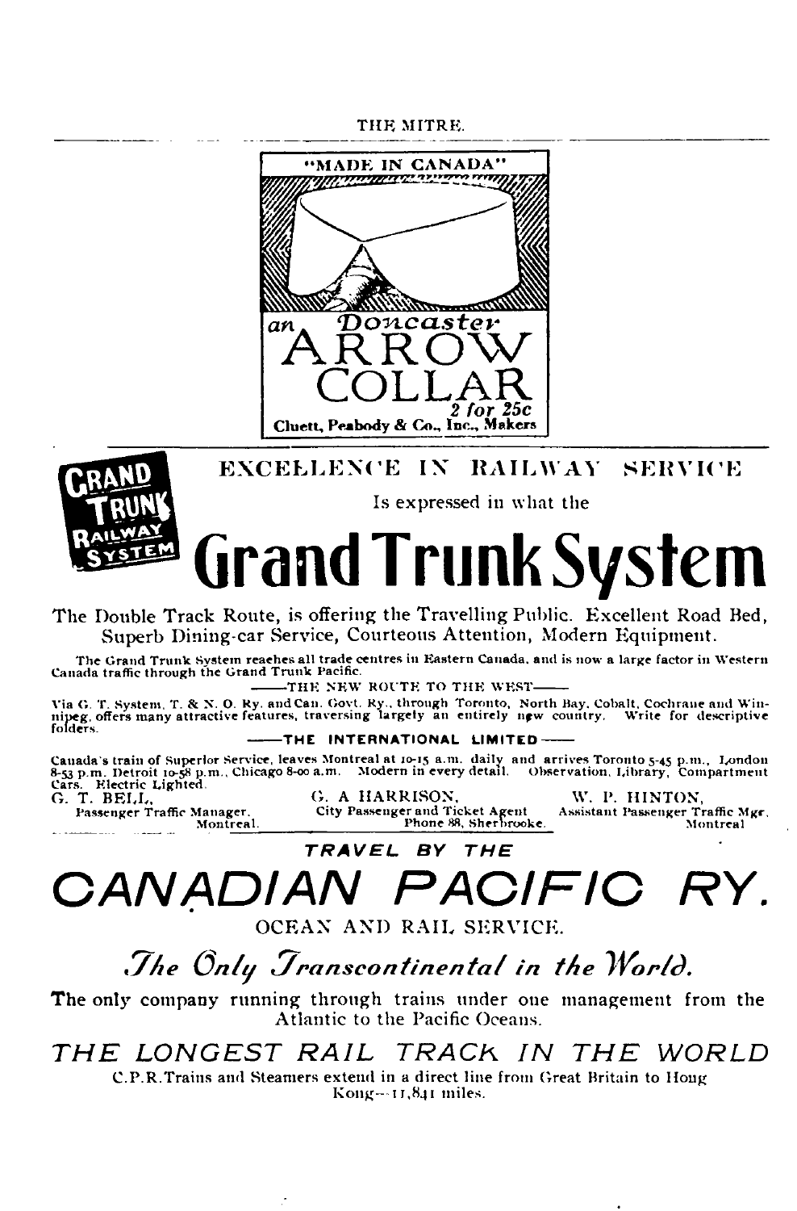"MADE IN CANADA"

an *Doncaster*
ARROW
COLLAR
*2 for 25c*
Cluett, Peabody & Co., Inc., Makers

---

GRAND TRUNK RAILWAY SYSTEM

EXCELLENCE IN RAILWAY SERVICE

Is expressed in what the

# Grand Trunk System

The Double Track Route, is offering the Travelling Public. Excellent Road Bed, Superb Dining-car Service, Courteous Attention, Modern Equipment.

The Grand Trunk System reaches all trade centres in Eastern Canada, and is now a large factor in Western Canada traffic through the Grand Trunk Pacific.

—THE NEW ROUTE TO THE WEST—

Via G. T. System, T. & N. O. Ry. and Can. Govt. Ry., through Toronto, North Bay, Cobalt, Cochrane and Winnipeg, offers many attractive features, traversing largely an entirely new country. Write for descriptive folders.

—THE INTERNATIONAL LIMITED—

Canada's train of Superior Service, leaves Montreal at 10-15 a.m. daily and arrives Toronto 5-45 p.m., London 8-53 p.m. Detroit 10-58 p.m., Chicago 8-00 a.m. Modern in every detail. Observation, Library, Compartment Cars. Electric Lighted.

G. T. BELL, Passenger Traffic Manager, Montreal.

G. A. HARRISON, City Passenger and Ticket Agent, Phone 88, Sherbrooke.

W. P. HINTON, Assistant Passenger Traffic Mgr. Montreal

---

***TRAVEL BY THE***

# *CANADIAN PACIFIC RY.*

OCEAN AND RAIL SERVICE.

## *The Only Transcontinental in the World.*

**The** only company running through trains under one management from the Atlantic to the Pacific Oceans.

## *THE LONGEST RAIL TRACK IN THE WORLD*

C.P.R. Trains and Steamers extend in a direct line from Great Britain to Hong Kong—11,841 miles.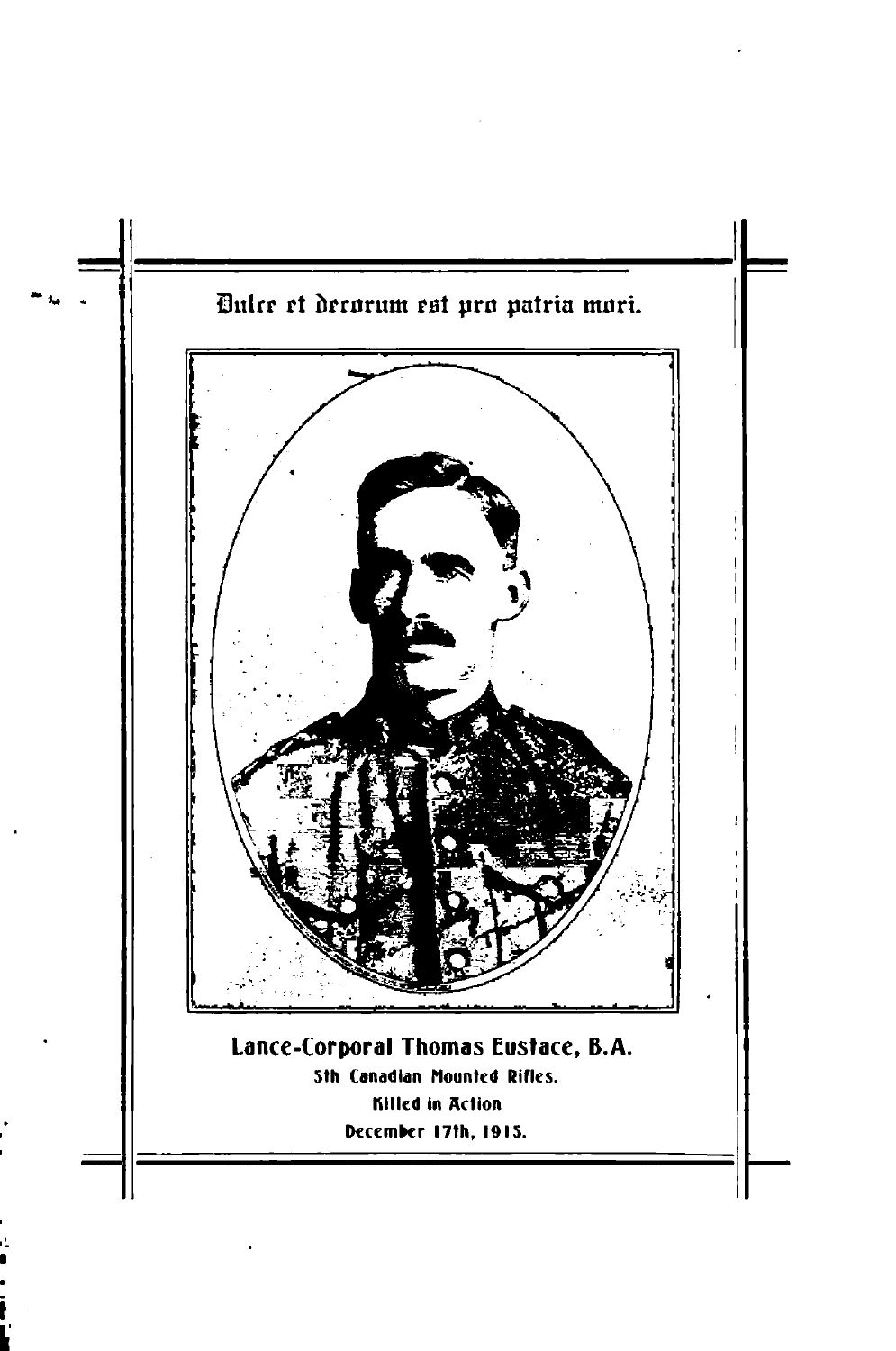Dulce et decorum est pro patria mori.

**Lance-Corporal Thomas Eustace, B.A.**

**5th Canadian Mounted Rifles.**

**Killed in Action**

**December 17th, 1915.**